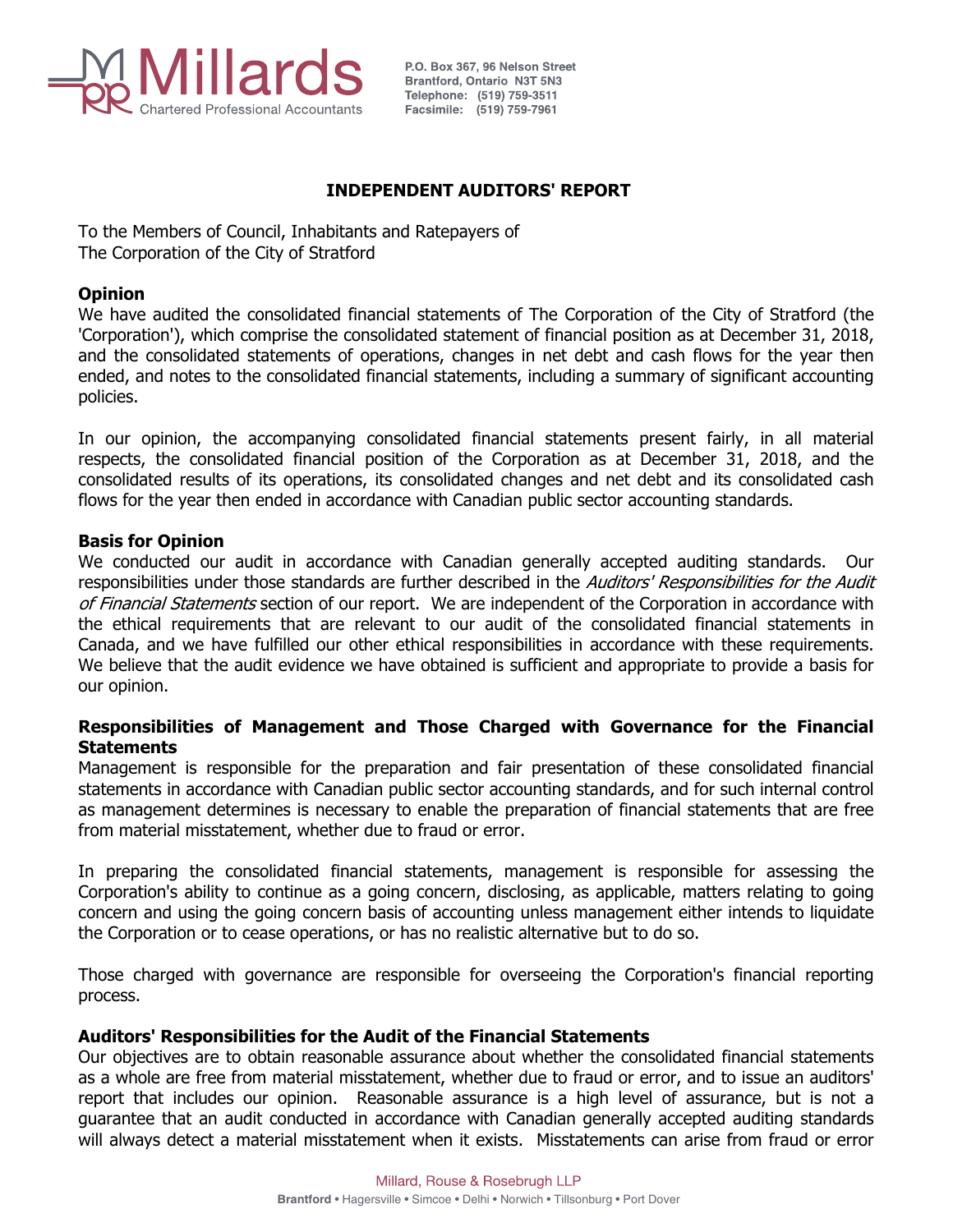Millards
Chartered Professional Accountants

P.O. Box 367, 96 Nelson Street
Brantford, Ontario N3T 5N3
Telephone: (519) 759-3511
Facsimile: (519) 759-7961

## INDEPENDENT AUDITORS' REPORT

To the Members of Council, Inhabitants and Ratepayers of
The Corporation of the City of Stratford

### Opinion

We have audited the consolidated financial statements of The Corporation of the City of Stratford (the 'Corporation'), which comprise the consolidated statement of financial position as at December 31, 2018, and the consolidated statements of operations, changes in net debt and cash flows for the year then ended, and notes to the consolidated financial statements, including a summary of significant accounting policies.

In our opinion, the accompanying consolidated financial statements present fairly, in all material respects, the consolidated financial position of the Corporation as at December 31, 2018, and the consolidated results of its operations, its consolidated changes and net debt and its consolidated cash flows for the year then ended in accordance with Canadian public sector accounting standards.

### Basis for Opinion

We conducted our audit in accordance with Canadian generally accepted auditing standards. Our responsibilities under those standards are further described in the *Auditors' Responsibilities for the Audit of Financial Statements* section of our report. We are independent of the Corporation in accordance with the ethical requirements that are relevant to our audit of the consolidated financial statements in Canada, and we have fulfilled our other ethical responsibilities in accordance with these requirements. We believe that the audit evidence we have obtained is sufficient and appropriate to provide a basis for our opinion.

### Responsibilities of Management and Those Charged with Governance for the Financial Statements

Management is responsible for the preparation and fair presentation of these consolidated financial statements in accordance with Canadian public sector accounting standards, and for such internal control as management determines is necessary to enable the preparation of financial statements that are free from material misstatement, whether due to fraud or error.

In preparing the consolidated financial statements, management is responsible for assessing the Corporation's ability to continue as a going concern, disclosing, as applicable, matters relating to going concern and using the going concern basis of accounting unless management either intends to liquidate the Corporation or to cease operations, or has no realistic alternative but to do so.

Those charged with governance are responsible for overseeing the Corporation's financial reporting process.

### Auditors' Responsibilities for the Audit of the Financial Statements

Our objectives are to obtain reasonable assurance about whether the consolidated financial statements as a whole are free from material misstatement, whether due to fraud or error, and to issue an auditors' report that includes our opinion. Reasonable assurance is a high level of assurance, but is not a guarantee that an audit conducted in accordance with Canadian generally accepted auditing standards will always detect a material misstatement when it exists. Misstatements can arise from fraud or error

Millard, Rouse & Rosebrugh LLP
**Brantford** • Hagersville • Simcoe • Delhi • Norwich • Tillsonburg • Port Dover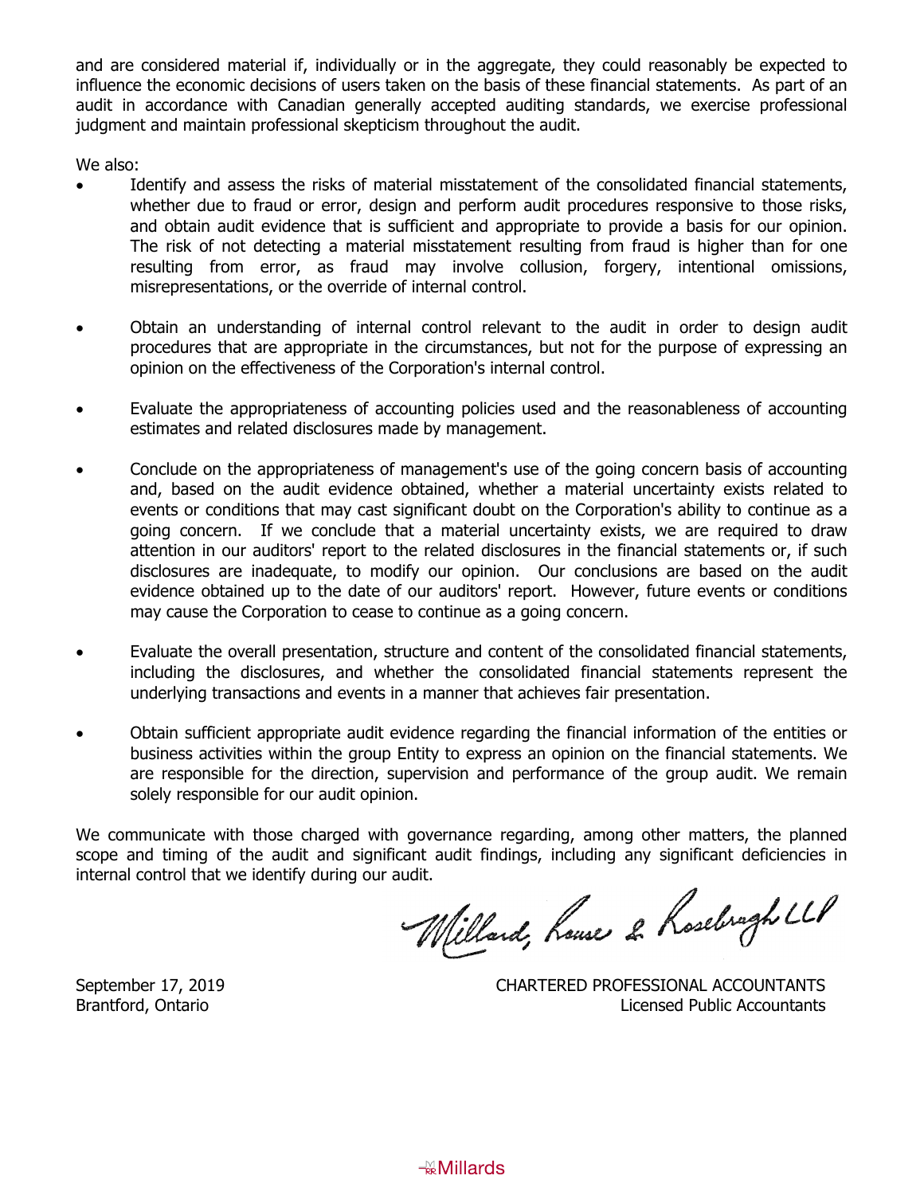and are considered material if, individually or in the aggregate, they could reasonably be expected to influence the economic decisions of users taken on the basis of these financial statements. As part of an audit in accordance with Canadian generally accepted auditing standards, we exercise professional judgment and maintain professional skepticism throughout the audit.

We also:

- Identify and assess the risks of material misstatement of the consolidated financial statements, whether due to fraud or error, design and perform audit procedures responsive to those risks, and obtain audit evidence that is sufficient and appropriate to provide a basis for our opinion. The risk of not detecting a material misstatement resulting from fraud is higher than for one resulting from error, as fraud may involve collusion, forgery, intentional omissions, misrepresentations, or the override of internal control.

- Obtain an understanding of internal control relevant to the audit in order to design audit procedures that are appropriate in the circumstances, but not for the purpose of expressing an opinion on the effectiveness of the Corporation's internal control.

- Evaluate the appropriateness of accounting policies used and the reasonableness of accounting estimates and related disclosures made by management.

- Conclude on the appropriateness of management's use of the going concern basis of accounting and, based on the audit evidence obtained, whether a material uncertainty exists related to events or conditions that may cast significant doubt on the Corporation's ability to continue as a going concern. If we conclude that a material uncertainty exists, we are required to draw attention in our auditors' report to the related disclosures in the financial statements or, if such disclosures are inadequate, to modify our opinion. Our conclusions are based on the audit evidence obtained up to the date of our auditors' report. However, future events or conditions may cause the Corporation to cease to continue as a going concern.

- Evaluate the overall presentation, structure and content of the consolidated financial statements, including the disclosures, and whether the consolidated financial statements represent the underlying transactions and events in a manner that achieves fair presentation.

- Obtain sufficient appropriate audit evidence regarding the financial information of the entities or business activities within the group Entity to express an opinion on the financial statements. We are responsible for the direction, supervision and performance of the group audit. We remain solely responsible for our audit opinion.

We communicate with those charged with governance regarding, among other matters, the planned scope and timing of the audit and significant audit findings, including any significant deficiencies in internal control that we identify during our audit.

Millard, Rouse & Rosebrugh LLP

September 17, 2019
Brantford, Ontario

CHARTERED PROFESSIONAL ACCOUNTANTS
Licensed Public Accountants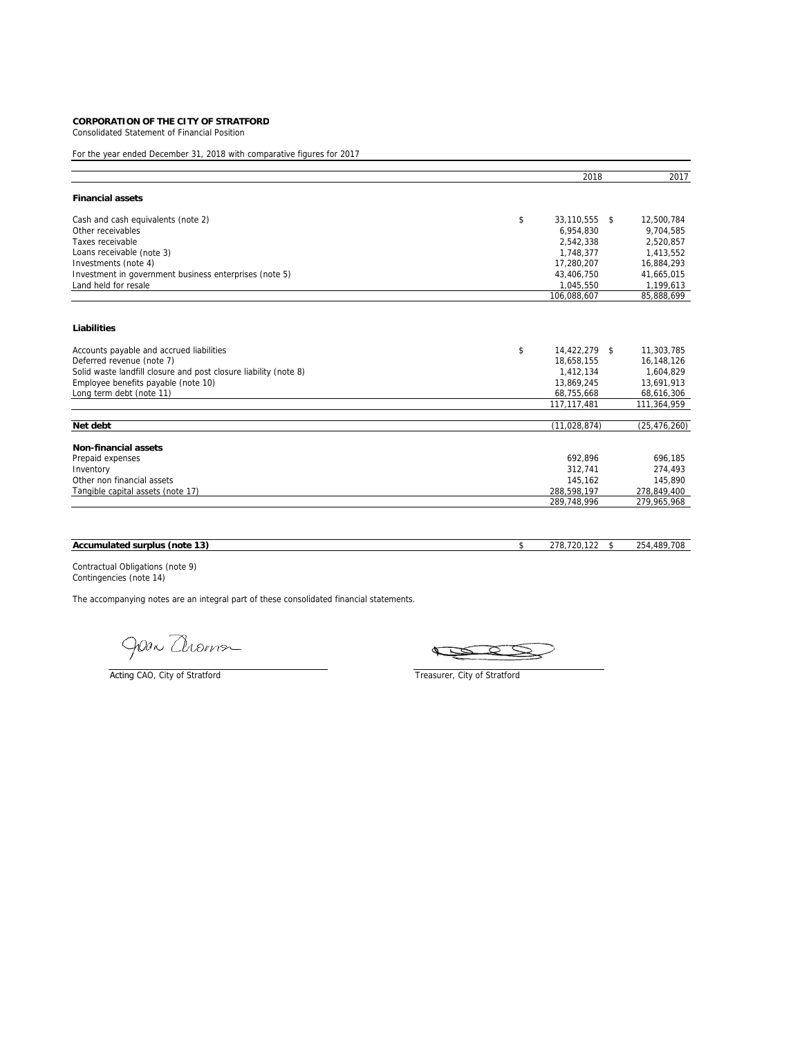**CORPORATION OF THE CITY OF STRATFORD**
Consolidated Statement of Financial Position

For the year ended December 31, 2018 with comparative figures for 2017

| | 2018 | 2017 |
|---|---|---|
| **Financial assets** | | |
| Cash and cash equivalents (note 2) | $ 33,110,555 | $ 12,500,784 |
| Other receivables | 6,954,830 | 9,704,585 |
| Taxes receivable | 2,542,338 | 2,520,857 |
| Loans receivable (note 3) | 1,748,377 | 1,413,552 |
| Investments (note 4) | 17,280,207 | 16,884,293 |
| Investment in government business enterprises (note 5) | 43,406,750 | 41,665,015 |
| Land held for resale | 1,045,550 | 1,199,613 |
| | 106,088,607 | 85,888,699 |
| **Liabilities** | | |
| Accounts payable and accrued liabilities | $ 14,422,279 | $ 11,303,785 |
| Deferred revenue (note 7) | 18,658,155 | 16,148,126 |
| Solid waste landfill closure and post closure liability (note 8) | 1,412,134 | 1,604,829 |
| Employee benefits payable (note 10) | 13,869,245 | 13,691,913 |
| Long term debt (note 11) | 68,755,668 | 68,616,306 |
| | 117,117,481 | 111,364,959 |
| **Net debt** | (11,028,874) | (25,476,260) |
| **Non-financial assets** | | |
| Prepaid expenses | 692,896 | 696,185 |
| Inventory | 312,741 | 274,493 |
| Other non financial assets | 145,162 | 145,890 |
| Tangible capital assets (note 17) | 288,598,197 | 278,849,400 |
| | 289,748,996 | 279,965,968 |
| **Accumulated surplus (note 13)** | $ 278,720,122 | $ 254,489,708 |

Contractual Obligations (note 9)
Contingencies (note 14)

The accompanying notes are an integral part of these consolidated financial statements.

Acting CAO, City of Stratford

Treasurer, City of Stratford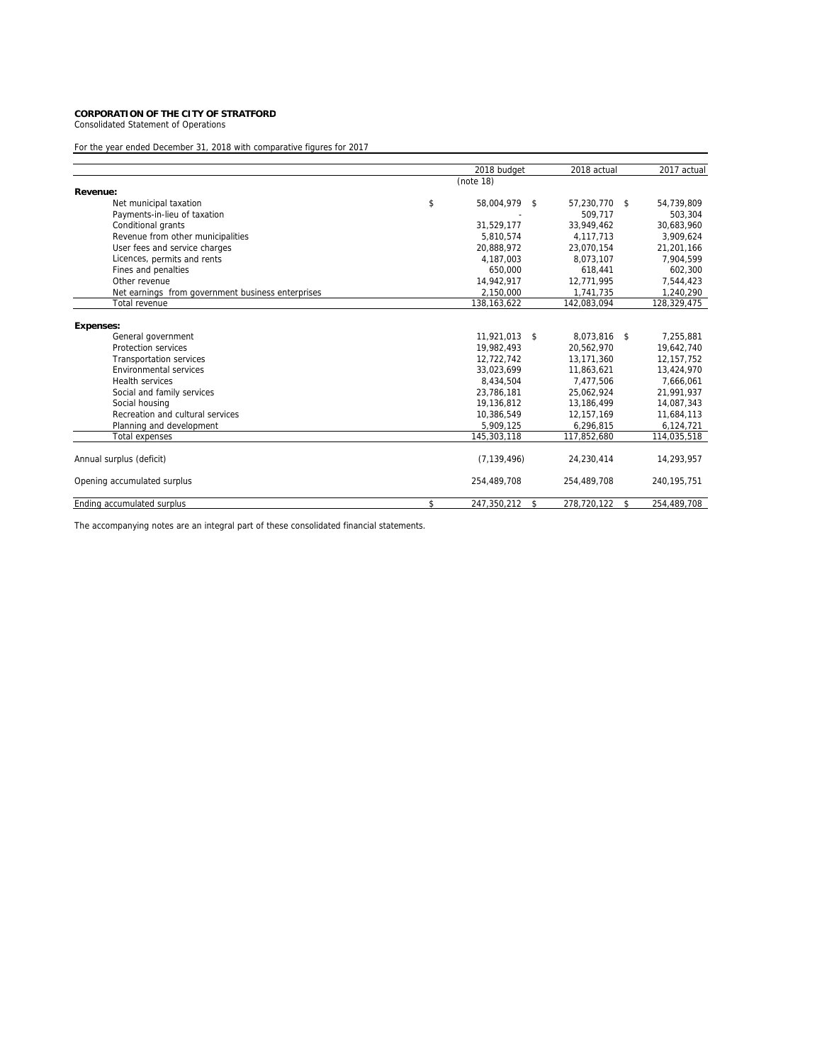**CORPORATION OF THE CITY OF STRATFORD**
Consolidated Statement of Operations

For the year ended December 31, 2018 with comparative figures for 2017

| | 2018 budget (note 18) | 2018 actual | 2017 actual |
|---|---|---|---|
| **Revenue:** | | | |
| Net municipal taxation | $ 58,004,979 | $ 57,230,770 | $ 54,739,809 |
| Payments-in-lieu of taxation | - | 509,717 | 503,304 |
| Conditional grants | 31,529,177 | 33,949,462 | 30,683,960 |
| Revenue from other municipalities | 5,810,574 | 4,117,713 | 3,909,624 |
| User fees and service charges | 20,888,972 | 23,070,154 | 21,201,166 |
| Licences, permits and rents | 4,187,003 | 8,073,107 | 7,904,599 |
| Fines and penalties | 650,000 | 618,441 | 602,300 |
| Other revenue | 14,942,917 | 12,771,995 | 7,544,423 |
| Net earnings from government business enterprises | 2,150,000 | 1,741,735 | 1,240,290 |
| Total revenue | 138,163,622 | 142,083,094 | 128,329,475 |
| **Expenses:** | | | |
| General government | 11,921,013 | $ 8,073,816 | $ 7,255,881 |
| Protection services | 19,982,493 | 20,562,970 | 19,642,740 |
| Transportation services | 12,722,742 | 13,171,360 | 12,157,752 |
| Environmental services | 33,023,699 | 11,863,621 | 13,424,970 |
| Health services | 8,434,504 | 7,477,506 | 7,666,061 |
| Social and family services | 23,786,181 | 25,062,924 | 21,991,937 |
| Social housing | 19,136,812 | 13,186,499 | 14,087,343 |
| Recreation and cultural services | 10,386,549 | 12,157,169 | 11,684,113 |
| Planning and development | 5,909,125 | 6,296,815 | 6,124,721 |
| Total expenses | 145,303,118 | 117,852,680 | 114,035,518 |
| Annual surplus (deficit) | (7,139,496) | 24,230,414 | 14,293,957 |
| Opening accumulated surplus | 254,489,708 | 254,489,708 | 240,195,751 |
| Ending accumulated surplus | $ 247,350,212 | $ 278,720,122 | $ 254,489,708 |

The accompanying notes are an integral part of these consolidated financial statements.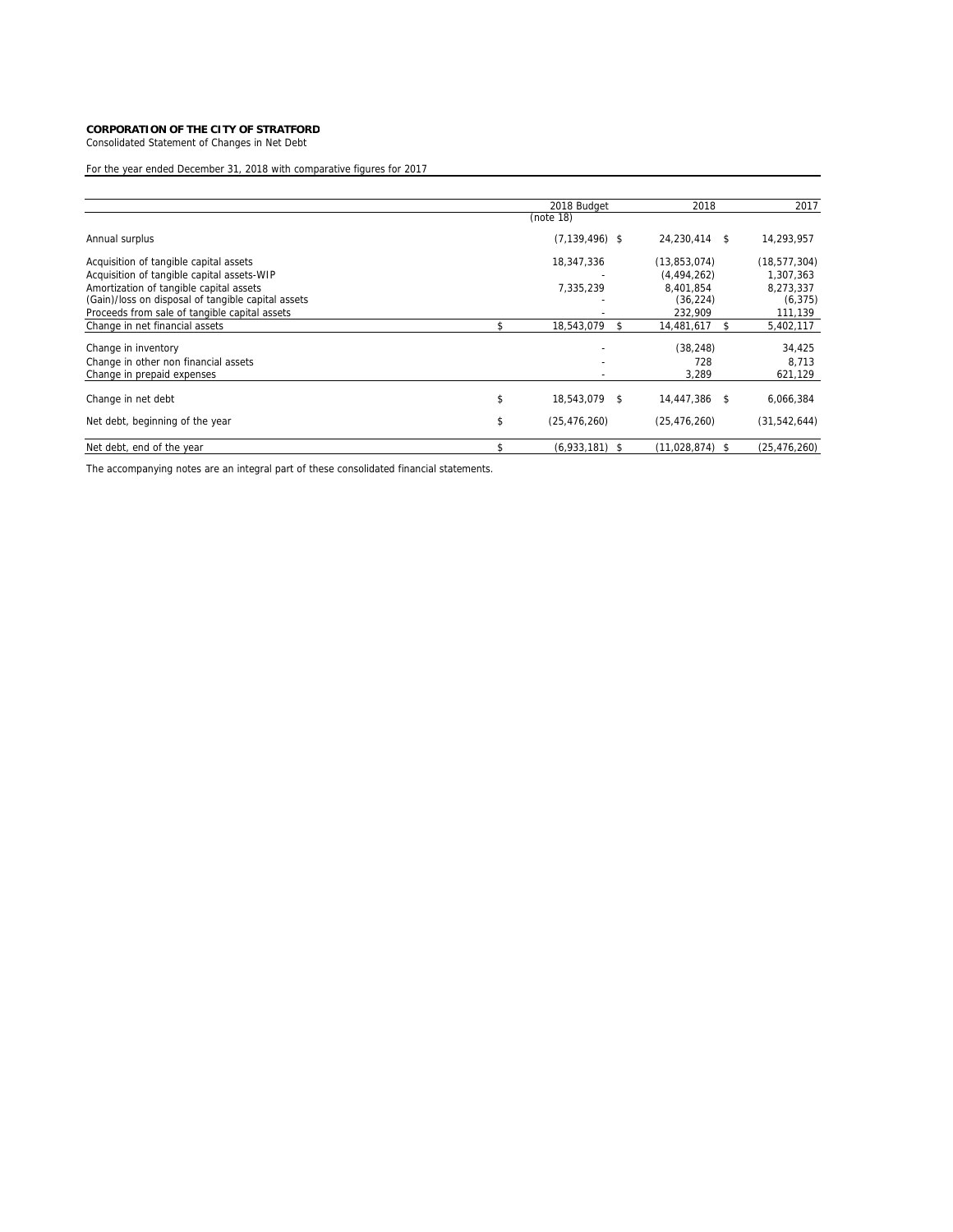**CORPORATION OF THE CITY OF STRATFORD**

Consolidated Statement of Changes in Net Debt

For the year ended December 31, 2018 with comparative figures for 2017

| | 2018 Budget (note 18) | 2018 | 2017 |
|---|---|---|---|
| Annual surplus | (7,139,496) $ | 24,230,414 $ | 14,293,957 |
| Acquisition of tangible capital assets | 18,347,336 | (13,853,074) | (18,577,304) |
| Acquisition of tangible capital assets-WIP | - | (4,494,262) | 1,307,363 |
| Amortization of tangible capital assets | 7,335,239 | 8,401,854 | 8,273,337 |
| (Gain)/loss on disposal of tangible capital assets | - | (36,224) | (6,375) |
| Proceeds from sale of tangible capital assets | - | 232,909 | 111,139 |
| Change in net financial assets | $ 18,543,079 | $ 14,481,617 | $ 5,402,117 |
| Change in inventory | - | (38,248) | 34,425 |
| Change in other non financial assets | - | 728 | 8,713 |
| Change in prepaid expenses | - | 3,289 | 621,129 |
| Change in net debt | $ 18,543,079 | $ 14,447,386 | $ 6,066,384 |
| Net debt, beginning of the year | $ (25,476,260) | (25,476,260) | (31,542,644) |
| Net debt, end of the year | $ (6,933,181) | $ (11,028,874) | $ (25,476,260) |

The accompanying notes are an integral part of these consolidated financial statements.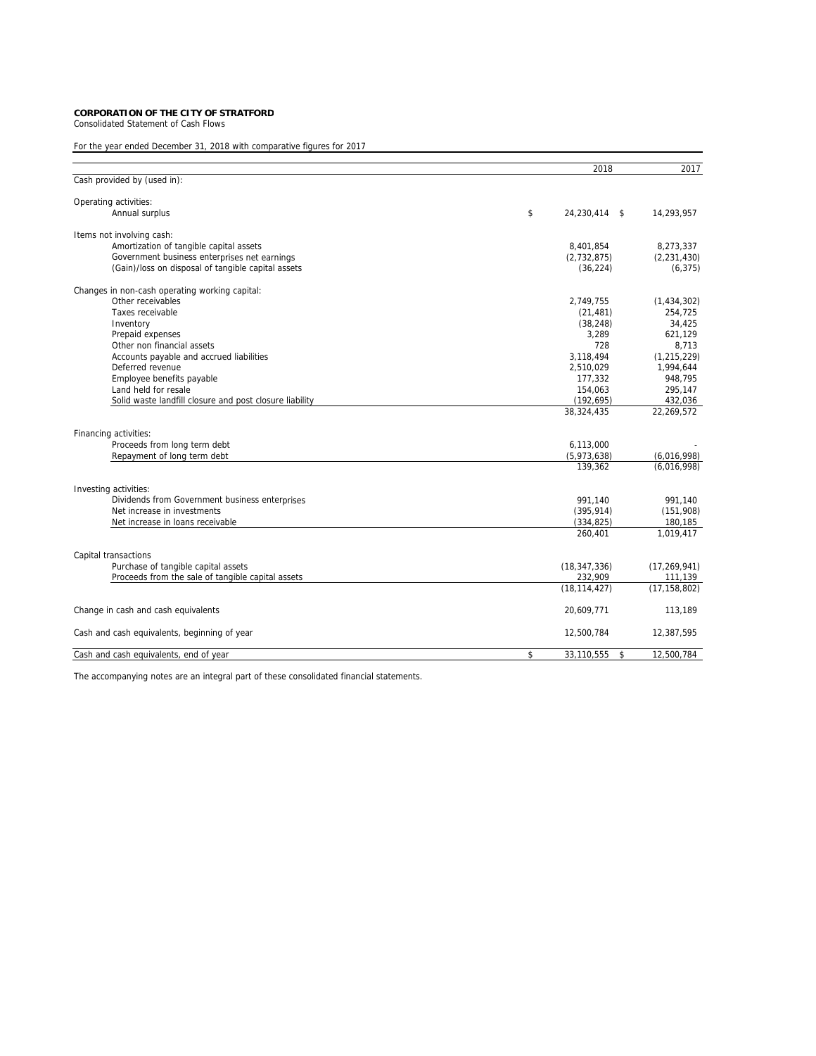**CORPORATION OF THE CITY OF STRATFORD**
Consolidated Statement of Cash Flows

For the year ended December 31, 2018 with comparative figures for 2017

| | 2018 | 2017 |
|---|---|---|
| Cash provided by (used in): | | |
| | | |
| Operating activities: | | |
| Annual surplus | $ 24,230,414 | $ 14,293,957 |
| | | |
| Items not involving cash: | | |
| Amortization of tangible capital assets | 8,401,854 | 8,273,337 |
| Government business enterprises net earnings | (2,732,875) | (2,231,430) |
| (Gain)/loss on disposal of tangible capital assets | (36,224) | (6,375) |
| | | |
| Changes in non-cash operating working capital: | | |
| Other receivables | 2,749,755 | (1,434,302) |
| Taxes receivable | (21,481) | 254,725 |
| Inventory | (38,248) | 34,425 |
| Prepaid expenses | 3,289 | 621,129 |
| Other non financial assets | 728 | 8,713 |
| Accounts payable and accrued liabilities | 3,118,494 | (1,215,229) |
| Deferred revenue | 2,510,029 | 1,994,644 |
| Employee benefits payable | 177,332 | 948,795 |
| Land held for resale | 154,063 | 295,147 |
| Solid waste landfill closure and post closure liability | (192,695) | 432,036 |
| | 38,324,435 | 22,269,572 |
| | | |
| Financing activities: | | |
| Proceeds from long term debt | 6,113,000 | - |
| Repayment of long term debt | (5,973,638) | (6,016,998) |
| | 139,362 | (6,016,998) |
| | | |
| Investing activities: | | |
| Dividends from Government business enterprises | 991,140 | 991,140 |
| Net increase in investments | (395,914) | (151,908) |
| Net increase in loans receivable | (334,825) | 180,185 |
| | 260,401 | 1,019,417 |
| | | |
| Capital transactions | | |
| Purchase of tangible capital assets | (18,347,336) | (17,269,941) |
| Proceeds from the sale of tangible capital assets | 232,909 | 111,139 |
| | (18,114,427) | (17,158,802) |
| | | |
| Change in cash and cash equivalents | 20,609,771 | 113,189 |
| | | |
| Cash and cash equivalents, beginning of year | 12,500,784 | 12,387,595 |
| | | |
| Cash and cash equivalents, end of year | $ 33,110,555 | $ 12,500,784 |

The accompanying notes are an integral part of these consolidated financial statements.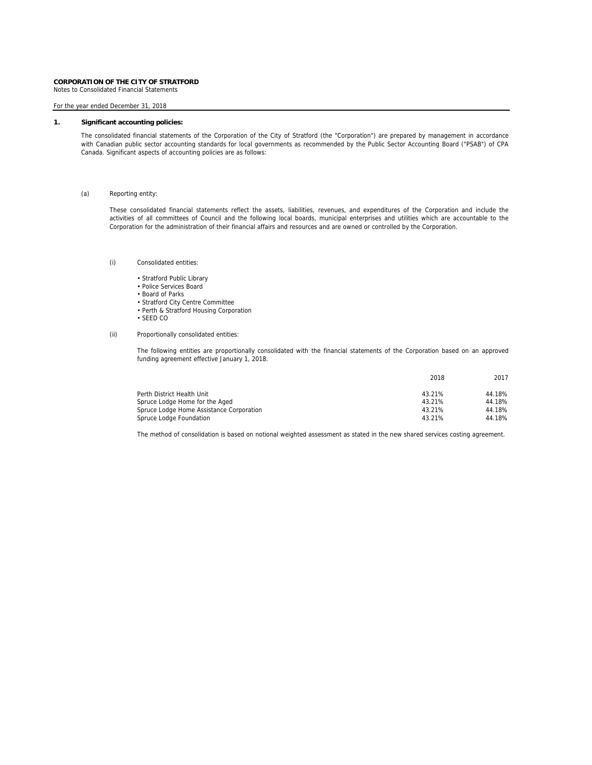**CORPORATION OF THE CITY OF STRATFORD**
Notes to Consolidated Financial Statements

For the year ended December 31, 2018

## 1. Significant accounting policies:

The consolidated financial statements of the Corporation of the City of Stratford (the "Corporation") are prepared by management in accordance with Canadian public sector accounting standards for local governments as recommended by the Public Sector Accounting Board ("PSAB") of CPA Canada. Significant aspects of accounting policies are as follows:

(a) Reporting entity:

These consolidated financial statements reflect the assets, liabilities, revenues, and expenditures of the Corporation and include the activities of all committees of Council and the following local boards, municipal enterprises and utilities which are accountable to the Corporation for the administration of their financial affairs and resources and are owned or controlled by the Corporation.

(i) Consolidated entities:

- Stratford Public Library
- Police Services Board
- Board of Parks
- Stratford City Centre Committee
- Perth & Stratford Housing Corporation
- SEED CO

(ii) Proportionally consolidated entities:

The following entities are proportionally consolidated with the financial statements of the Corporation based on an approved funding agreement effective January 1, 2018.

| | 2018 | 2017 |
|---|---|---|
| Perth District Health Unit | 43.21% | 44.18% |
| Spruce Lodge Home for the Aged | 43.21% | 44.18% |
| Spruce Lodge Home Assistance Corporation | 43.21% | 44.18% |
| Spruce Lodge Foundation | 43.21% | 44.18% |

The method of consolidation is based on notional weighted assessment as stated in the new shared services costing agreement.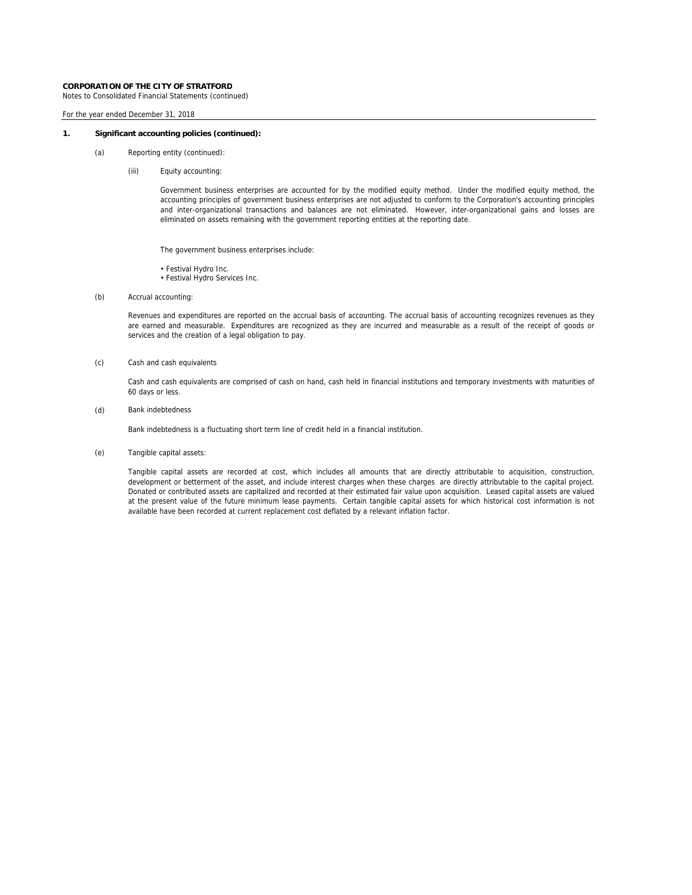**CORPORATION OF THE CITY OF STRATFORD**
Notes to Consolidated Financial Statements (continued)

For the year ended December 31, 2018

**1. Significant accounting policies (continued):**

(a) Reporting entity (continued):

(iii) Equity accounting:

Government business enterprises are accounted for by the modified equity method. Under the modified equity method, the accounting principles of government business enterprises are not adjusted to conform to the Corporation's accounting principles and inter-organizational transactions and balances are not eliminated. However, inter-organizational gains and losses are eliminated on assets remaining with the government reporting entities at the reporting date.

The government business enterprises include:

- Festival Hydro Inc.
- Festival Hydro Services Inc.

(b) Accrual accounting:

Revenues and expenditures are reported on the accrual basis of accounting. The accrual basis of accounting recognizes revenues as they are earned and measurable. Expenditures are recognized as they are incurred and measurable as a result of the receipt of goods or services and the creation of a legal obligation to pay.

(c) Cash and cash equivalents

Cash and cash equivalents are comprised of cash on hand, cash held in financial institutions and temporary investments with maturities of 60 days or less.

(d) Bank indebtedness

Bank indebtedness is a fluctuating short term line of credit held in a financial institution.

(e) Tangible capital assets:

Tangible capital assets are recorded at cost, which includes all amounts that are directly attributable to acquisition, construction, development or betterment of the asset, and include interest charges when these charges are directly attributable to the capital project. Donated or contributed assets are capitalized and recorded at their estimated fair value upon acquisition. Leased capital assets are valued at the present value of the future minimum lease payments. Certain tangible capital assets for which historical cost information is not available have been recorded at current replacement cost deflated by a relevant inflation factor.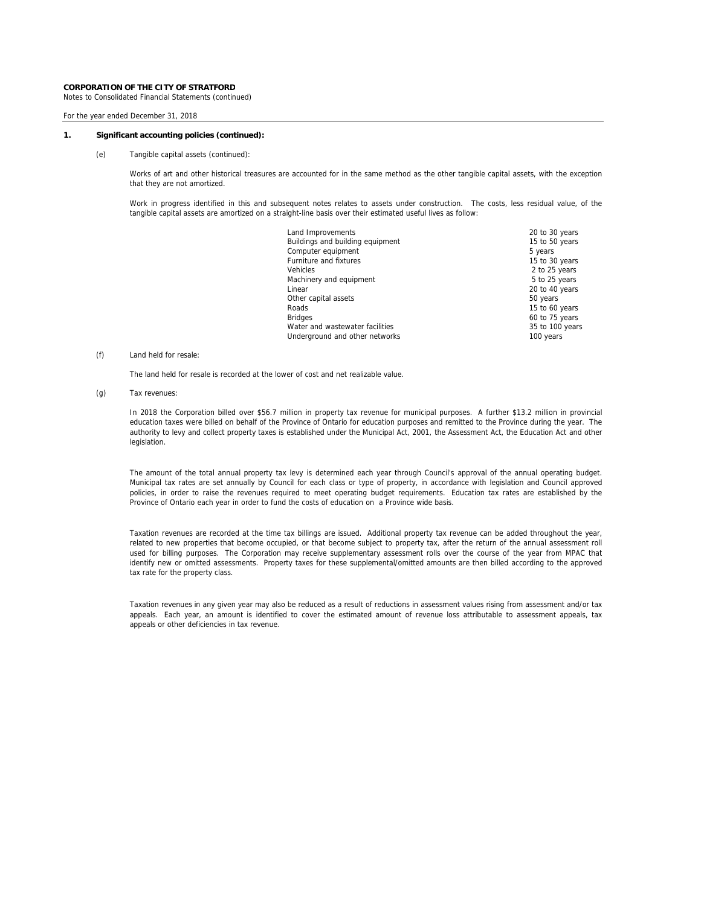# CORPORATION OF THE CITY OF STRATFORD

Notes to Consolidated Financial Statements (continued)

For the year ended December 31, 2018

## 1. Significant accounting policies (continued):

### (e) Tangible capital assets (continued):

Works of art and other historical treasures are accounted for in the same method as the other tangible capital assets, with the exception that they are not amortized.

Work in progress identified in this and subsequent notes relates to assets under construction. The costs, less residual value, of the tangible capital assets are amortized on a straight-line basis over their estimated useful lives as follow:

| | |
|---|---|
| Land Improvements | 20 to 30 years |
| Buildings and building equipment | 15 to 50 years |
| Computer equipment | 5 years |
| Furniture and fixtures | 15 to 30 years |
| Vehicles | 2 to 25 years |
| Machinery and equipment | 5 to 25 years |
| Linear | 20 to 40 years |
| Other capital assets | 50 years |
| Roads | 15 to 60 years |
| Bridges | 60 to 75 years |
| Water and wastewater facilities | 35 to 100 years |
| Underground and other networks | 100 years |

### (f) Land held for resale:

The land held for resale is recorded at the lower of cost and net realizable value.

### (g) Tax revenues:

In 2018 the Corporation billed over $56.7 million in property tax revenue for municipal purposes. A further $13.2 million in provincial education taxes were billed on behalf of the Province of Ontario for education purposes and remitted to the Province during the year. The authority to levy and collect property taxes is established under the Municipal Act, 2001, the Assessment Act, the Education Act and other legislation.

The amount of the total annual property tax levy is determined each year through Council's approval of the annual operating budget. Municipal tax rates are set annually by Council for each class or type of property, in accordance with legislation and Council approved policies, in order to raise the revenues required to meet operating budget requirements. Education tax rates are established by the Province of Ontario each year in order to fund the costs of education on a Province wide basis.

Taxation revenues are recorded at the time tax billings are issued. Additional property tax revenue can be added throughout the year, related to new properties that become occupied, or that become subject to property tax, after the return of the annual assessment roll used for billing purposes. The Corporation may receive supplementary assessment rolls over the course of the year from MPAC that identify new or omitted assessments. Property taxes for these supplemental/omitted amounts are then billed according to the approved tax rate for the property class.

Taxation revenues in any given year may also be reduced as a result of reductions in assessment values rising from assessment and/or tax appeals. Each year, an amount is identified to cover the estimated amount of revenue loss attributable to assessment appeals, tax appeals or other deficiencies in tax revenue.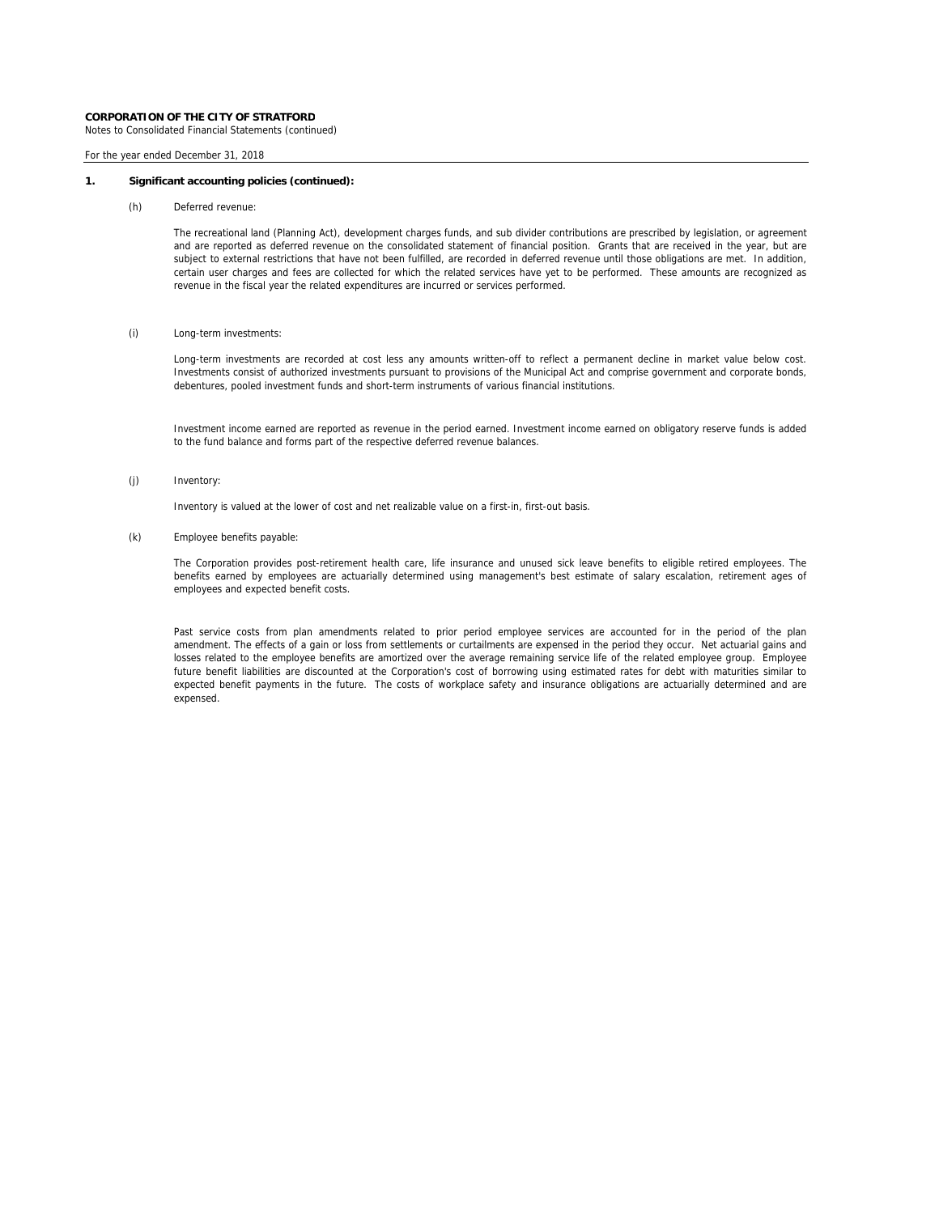**CORPORATION OF THE CITY OF STRATFORD**
Notes to Consolidated Financial Statements (continued)

For the year ended December 31, 2018

**1. Significant accounting policies (continued):**

(h) Deferred revenue:

The recreational land (Planning Act), development charges funds, and sub divider contributions are prescribed by legislation, or agreement and are reported as deferred revenue on the consolidated statement of financial position. Grants that are received in the year, but are subject to external restrictions that have not been fulfilled, are recorded in deferred revenue until those obligations are met. In addition, certain user charges and fees are collected for which the related services have yet to be performed. These amounts are recognized as revenue in the fiscal year the related expenditures are incurred or services performed.

(i) Long-term investments:

Long-term investments are recorded at cost less any amounts written-off to reflect a permanent decline in market value below cost. Investments consist of authorized investments pursuant to provisions of the Municipal Act and comprise government and corporate bonds, debentures, pooled investment funds and short-term instruments of various financial institutions.

Investment income earned are reported as revenue in the period earned. Investment income earned on obligatory reserve funds is added to the fund balance and forms part of the respective deferred revenue balances.

(j) Inventory:

Inventory is valued at the lower of cost and net realizable value on a first-in, first-out basis.

(k) Employee benefits payable:

The Corporation provides post-retirement health care, life insurance and unused sick leave benefits to eligible retired employees. The benefits earned by employees are actuarially determined using management's best estimate of salary escalation, retirement ages of employees and expected benefit costs.

Past service costs from plan amendments related to prior period employee services are accounted for in the period of the plan amendment. The effects of a gain or loss from settlements or curtailments are expensed in the period they occur. Net actuarial gains and losses related to the employee benefits are amortized over the average remaining service life of the related employee group. Employee future benefit liabilities are discounted at the Corporation's cost of borrowing using estimated rates for debt with maturities similar to expected benefit payments in the future. The costs of workplace safety and insurance obligations are actuarially determined and are expensed.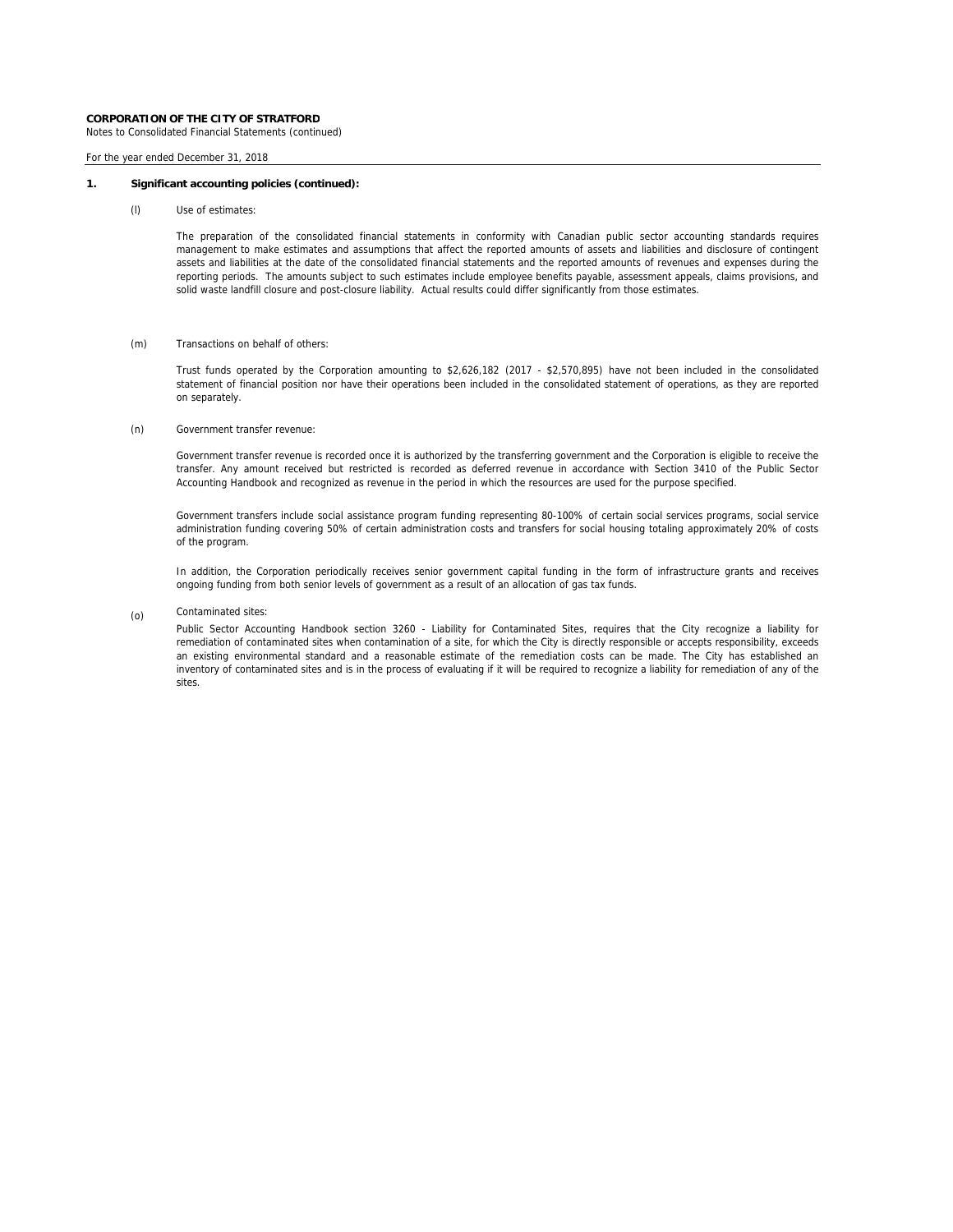## 1. Significant accounting policies (continued):

(l) Use of estimates:

The preparation of the consolidated financial statements in conformity with Canadian public sector accounting standards requires management to make estimates and assumptions that affect the reported amounts of assets and liabilities and disclosure of contingent assets and liabilities at the date of the consolidated financial statements and the reported amounts of revenues and expenses during the reporting periods. The amounts subject to such estimates include employee benefits payable, assessment appeals, claims provisions, and solid waste landfill closure and post-closure liability. Actual results could differ significantly from those estimates.

(m) Transactions on behalf of others:

Trust funds operated by the Corporation amounting to $2,626,182 (2017 - $2,570,895) have not been included in the consolidated statement of financial position nor have their operations been included in the consolidated statement of operations, as they are reported on separately.

(n) Government transfer revenue:

Government transfer revenue is recorded once it is authorized by the transferring government and the Corporation is eligible to receive the transfer. Any amount received but restricted is recorded as deferred revenue in accordance with Section 3410 of the Public Sector Accounting Handbook and recognized as revenue in the period in which the resources are used for the purpose specified.

Government transfers include social assistance program funding representing 80-100% of certain social services programs, social service administration funding covering 50% of certain administration costs and transfers for social housing totaling approximately 20% of costs of the program.

In addition, the Corporation periodically receives senior government capital funding in the form of infrastructure grants and receives ongoing funding from both senior levels of government as a result of an allocation of gas tax funds.

(o) Contaminated sites:

Public Sector Accounting Handbook section 3260 - Liability for Contaminated Sites, requires that the City recognize a liability for remediation of contaminated sites when contamination of a site, for which the City is directly responsible or accepts responsibility, exceeds an existing environmental standard and a reasonable estimate of the remediation costs can be made. The City has established an inventory of contaminated sites and is in the process of evaluating if it will be required to recognize a liability for remediation of any of the sites.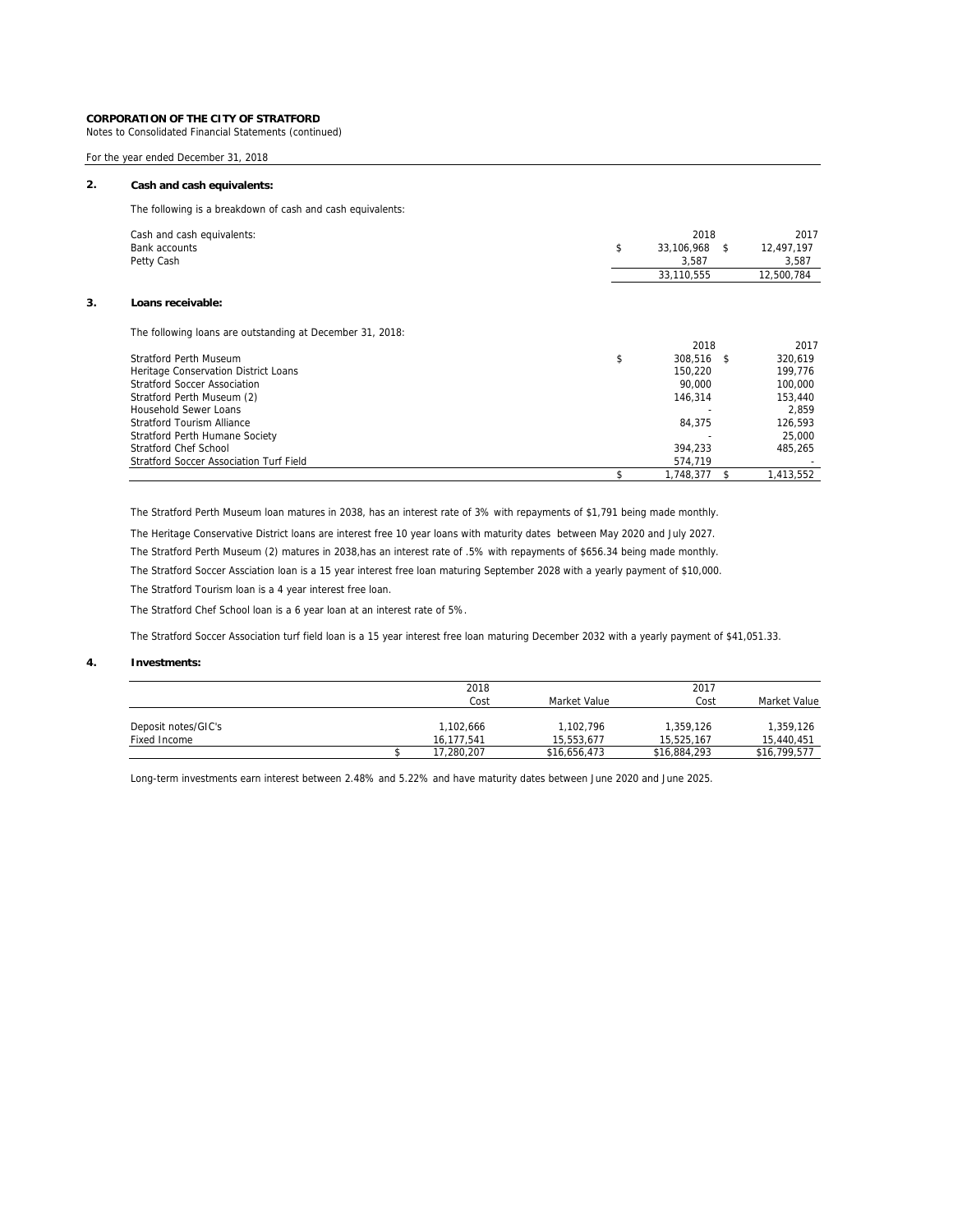**CORPORATION OF THE CITY OF STRATFORD**
Notes to Consolidated Financial Statements (continued)

For the year ended December 31, 2018

## 2. Cash and cash equivalents:

The following is a breakdown of cash and cash equivalents:

| Cash and cash equivalents: | 2018 | 2017 |
|---|---|---|
| Bank accounts | $ 33,106,968 | $ 12,497,197 |
| Petty Cash | 3,587 | 3,587 |
| | 33,110,555 | 12,500,784 |

## 3. Loans receivable:

The following loans are outstanding at December 31, 2018:

| | 2018 | 2017 |
|---|---|---|
| Stratford Perth Museum | $ 308,516 | $ 320,619 |
| Heritage Conservation District Loans | 150,220 | 199,776 |
| Stratford Soccer Association | 90,000 | 100,000 |
| Stratford Perth Museum (2) | 146,314 | 153,440 |
| Household Sewer Loans | - | 2,859 |
| Stratford Tourism Alliance | 84,375 | 126,593 |
| Stratford Perth Humane Society | - | 25,000 |
| Stratford Chef School | 394,233 | 485,265 |
| Stratford Soccer Association Turf Field | 574,719 | - |
| | $ 1,748,377 | $ 1,413,552 |

The Stratford Perth Museum loan matures in 2038, has an interest rate of 3% with repayments of $1,791 being made monthly.

The Heritage Conservative District loans are interest free 10 year loans with maturity dates between May 2020 and July 2027.

The Stratford Perth Museum (2) matures in 2038,has an interest rate of .5% with repayments of $656.34 being made monthly.

The Stratford Soccer Assciation loan is a 15 year interest free loan maturing September 2028 with a yearly payment of $10,000.

The Stratford Tourism loan is a 4 year interest free loan.

The Stratford Chef School loan is a 6 year loan at an interest rate of 5%.

The Stratford Soccer Association turf field loan is a 15 year interest free loan maturing December 2032 with a yearly payment of $41,051.33.

## 4. Investments:

| | 2018 | | 2017 | |
|---|---|---|---|---|
| | Cost | Market Value | Cost | Market Value |
| Deposit notes/GIC's | 1,102,666 | 1,102,796 | 1,359,126 | 1,359,126 |
| Fixed Income | 16,177,541 | 15,553,677 | 15,525,167 | 15,440,451 |
| | $ 17,280,207 | $16,656,473 | $16,884,293 | $16,799,577 |

Long-term investments earn interest between 2.48% and 5.22% and have maturity dates between June 2020 and June 2025.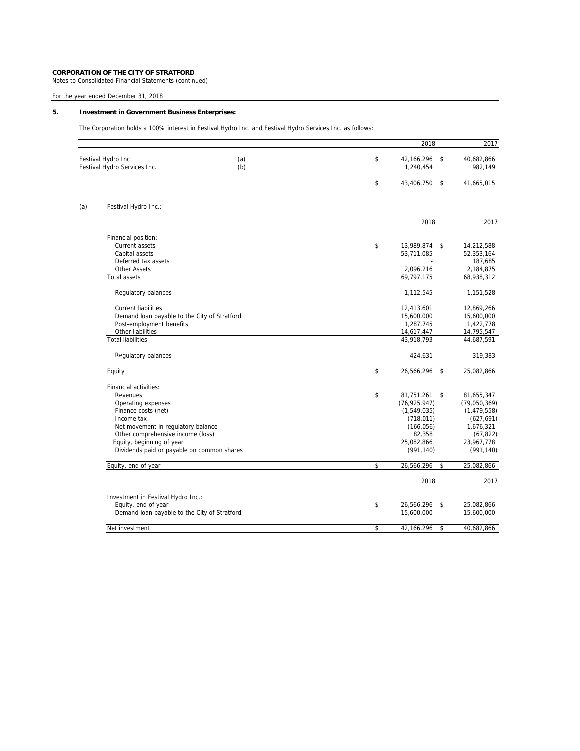**CORPORATION OF THE CITY OF STRATFORD**
Notes to Consolidated Financial Statements (continued)

For the year ended December 31, 2018

## 5. Investment in Government Business Enterprises:

The Corporation holds a 100% interest in Festival Hydro Inc. and Festival Hydro Services Inc. as follows:

| | | 2018 | 2017 |
|---|---|---|---|
| Festival Hydro Inc | (a) | $ 42,166,296 | $ 40,682,866 |
| Festival Hydro Services Inc. | (b) | 1,240,454 | 982,149 |
| | | $ 43,406,750 | $ 41,665,015 |

(a) Festival Hydro Inc.:

| | 2018 | 2017 |
|---|---|---|
| Financial position: | | |
| Current assets | $ 13,989,874 | $ 14,212,588 |
| Capital assets | 53,711,085 | 52,353,164 |
| Deferred tax assets | - | 187,685 |
| Other Assets | 2,096,216 | 2,184,875 |
| Total assets | 69,797,175 | 68,938,312 |
| Regulatory balances | 1,112,545 | 1,151,528 |
| Current liabilities | 12,413,601 | 12,869,266 |
| Demand loan payable to the City of Stratford | 15,600,000 | 15,600,000 |
| Post-employment benefits | 1,287,745 | 1,422,778 |
| Other liabilities | 14,617,447 | 14,795,547 |
| Total liabilities | 43,918,793 | 44,687,591 |
| Regulatory balances | 424,631 | 319,383 |
| Equity | $ 26,566,296 | $ 25,082,866 |
| Financial activities: | | |
| Revenues | $ 81,751,261 | $ 81,655,347 |
| Operating expenses | (76,925,947) | (79,050,369) |
| Finance costs (net) | (1,549,035) | (1,479,558) |
| Income tax | (718,011) | (627,691) |
| Net movement in regulatory balance | (166,056) | 1,676,321 |
| Other comprehensive income (loss) | 82,358 | (67,822) |
| Equity, beginning of year | 25,082,866 | 23,967,778 |
| Dividends paid or payable on common shares | (991,140) | (991,140) |
| Equity, end of year | $ 26,566,296 | $ 25,082,866 |

| | 2018 | 2017 |
|---|---|---|
| Investment in Festival Hydro Inc.: | | |
| Equity, end of year | $ 26,566,296 | $ 25,082,866 |
| Demand loan payable to the City of Stratford | 15,600,000 | 15,600,000 |
| Net investment | $ 42,166,296 | $ 40,682,866 |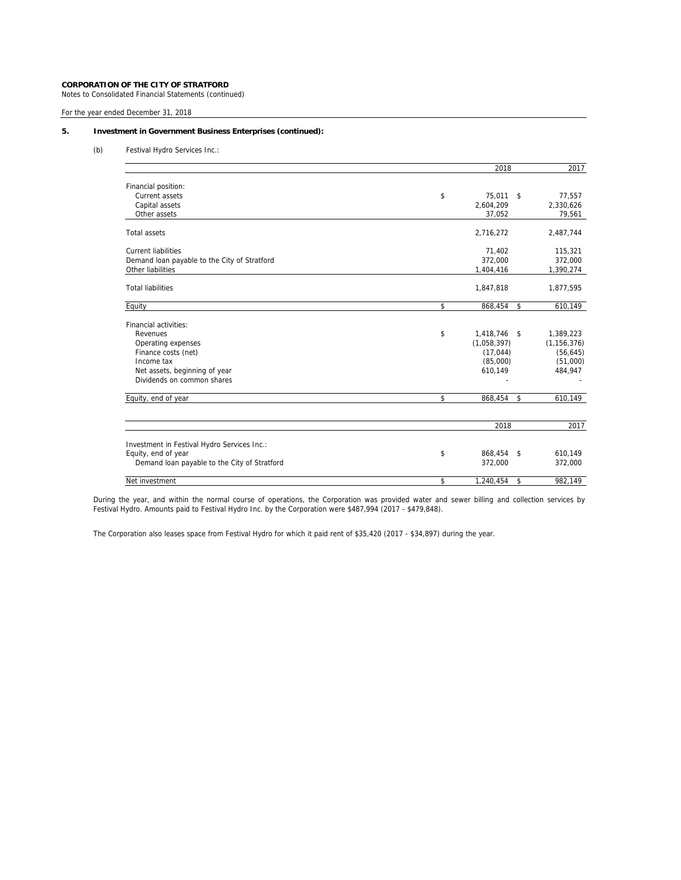**CORPORATION OF THE CITY OF STRATFORD**
Notes to Consolidated Financial Statements (continued)

For the year ended December 31, 2018

**5. Investment in Government Business Enterprises (continued):**

(b) Festival Hydro Services Inc.:

| | 2018 | 2017 |
|---|---|---|
| Financial position: | | |
| Current assets | $ 75,011 | $ 77,557 |
| Capital assets | 2,604,209 | 2,330,626 |
| Other assets | 37,052 | 79,561 |
| Total assets | 2,716,272 | 2,487,744 |
| Current liabilities | 71,402 | 115,321 |
| Demand loan payable to the City of Stratford | 372,000 | 372,000 |
| Other liabilities | 1,404,416 | 1,390,274 |
| Total liabilities | 1,847,818 | 1,877,595 |
| Equity | $ 868,454 | $ 610,149 |
| Financial activities: | | |
| Revenues | $ 1,418,746 | $ 1,389,223 |
| Operating expenses | (1,058,397) | (1,156,376) |
| Finance costs (net) | (17,044) | (56,645) |
| Income tax | (85,000) | (51,000) |
| Net assets, beginning of year | 610,149 | 484,947 |
| Dividends on common shares | - | - |
| Equity, end of year | $ 868,454 | $ 610,149 |

| | 2018 | 2017 |
|---|---|---|
| Investment in Festival Hydro Services Inc.: | | |
| Equity, end of year | $ 868,454 | $ 610,149 |
| Demand loan payable to the City of Stratford | 372,000 | 372,000 |
| Net investment | $ 1,240,454 | $ 982,149 |

During the year, and within the normal course of operations, the Corporation was provided water and sewer billing and collection services by Festival Hydro. Amounts paid to Festival Hydro Inc. by the Corporation were $487,994 (2017 - $479,848).

The Corporation also leases space from Festival Hydro for which it paid rent of $35,420 (2017 - $34,897) during the year.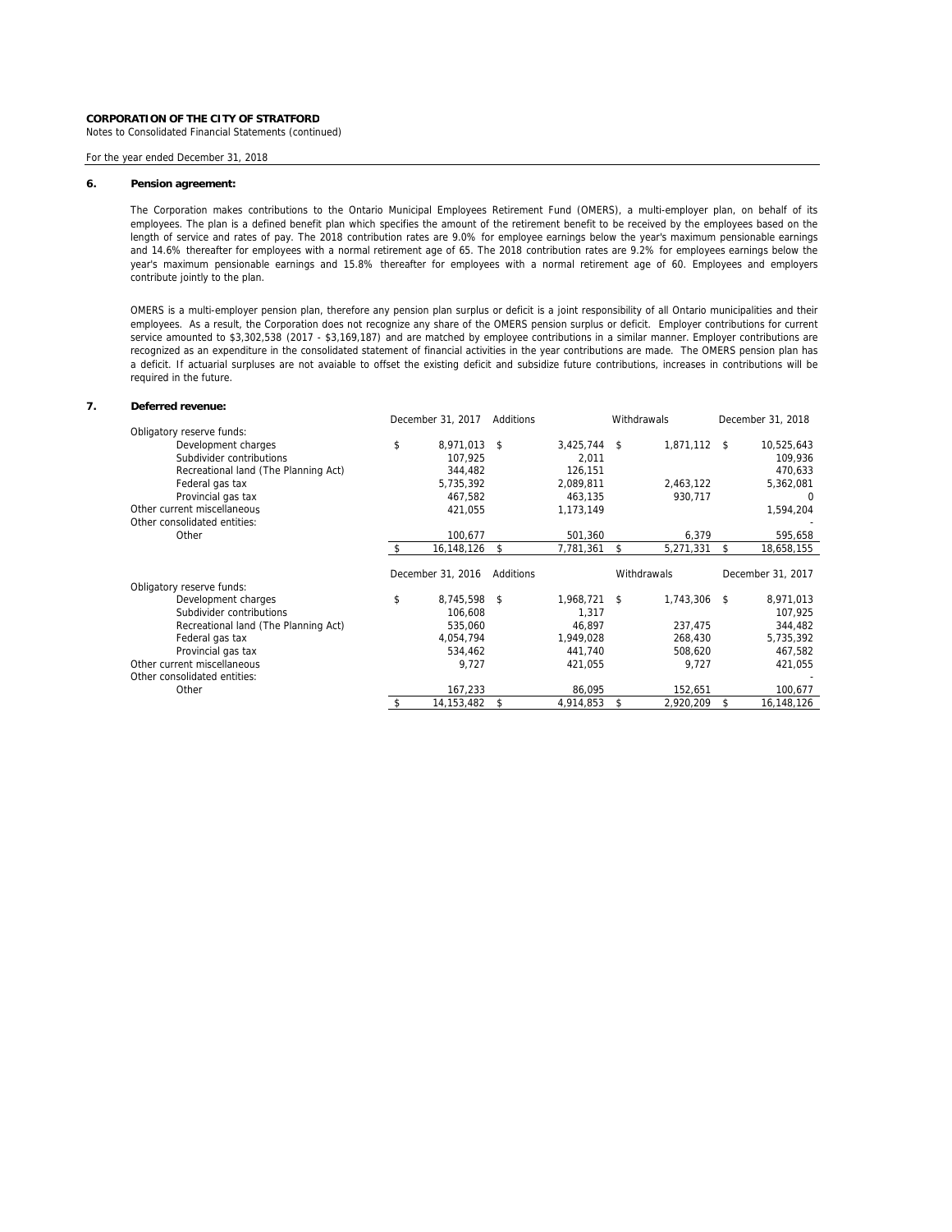**CORPORATION OF THE CITY OF STRATFORD**
Notes to Consolidated Financial Statements (continued)

For the year ended December 31, 2018

## 6. Pension agreement:

The Corporation makes contributions to the Ontario Municipal Employees Retirement Fund (OMERS), a multi-employer plan, on behalf of its employees. The plan is a defined benefit plan which specifies the amount of the retirement benefit to be received by the employees based on the length of service and rates of pay. The 2018 contribution rates are 9.0% for employee earnings below the year's maximum pensionable earnings and 14.6% thereafter for employees with a normal retirement age of 65. The 2018 contribution rates are 9.2% for employees earnings below the year's maximum pensionable earnings and 15.8% thereafter for employees with a normal retirement age of 60. Employees and employers contribute jointly to the plan.

OMERS is a multi-employer pension plan, therefore any pension plan surplus or deficit is a joint responsibility of all Ontario municipalities and their employees. As a result, the Corporation does not recognize any share of the OMERS pension surplus or deficit. Employer contributions for current service amounted to $3,302,538 (2017 - $3,169,187) and are matched by employee contributions in a similar manner. Employer contributions are recognized as an expenditure in the consolidated statement of financial activities in the year contributions are made. The OMERS pension plan has a deficit. If actuarial surpluses are not avaiable to offset the existing deficit and subsidize future contributions, increases in contributions will be required in the future.

## 7. Deferred revenue:

| | December 31, 2017 | Additions | Withdrawals | December 31, 2018 |
|---|---|---|---|---|
| Obligatory reserve funds: | | | | |
| Development charges | $ 8,971,013 | $ 3,425,744 | $ 1,871,112 | $ 10,525,643 |
| Subdivider contributions | 107,925 | 2,011 | | 109,936 |
| Recreational land (The Planning Act) | 344,482 | 126,151 | | 470,633 |
| Federal gas tax | 5,735,392 | 2,089,811 | 2,463,122 | 5,362,081 |
| Provincial gas tax | 467,582 | 463,135 | 930,717 | 0 |
| Other current miscellaneous | 421,055 | 1,173,149 | | 1,594,204 |
| Other consolidated entities: | | | | - |
| Other | 100,677 | 501,360 | 6,379 | 595,658 |
| | $ 16,148,126 | $ 7,781,361 | $ 5,271,331 | $ 18,658,155 |

| | December 31, 2016 | Additions | Withdrawals | December 31, 2017 |
|---|---|---|---|---|
| Obligatory reserve funds: | | | | |
| Development charges | $ 8,745,598 | $ 1,968,721 | $ 1,743,306 | $ 8,971,013 |
| Subdivider contributions | 106,608 | 1,317 | | 107,925 |
| Recreational land (The Planning Act) | 535,060 | 46,897 | 237,475 | 344,482 |
| Federal gas tax | 4,054,794 | 1,949,028 | 268,430 | 5,735,392 |
| Provincial gas tax | 534,462 | 441,740 | 508,620 | 467,582 |
| Other current miscellaneous | 9,727 | 421,055 | 9,727 | 421,055 |
| Other consolidated entities: | | | | - |
| Other | 167,233 | 86,095 | 152,651 | 100,677 |
| | $ 14,153,482 | $ 4,914,853 | $ 2,920,209 | $ 16,148,126 |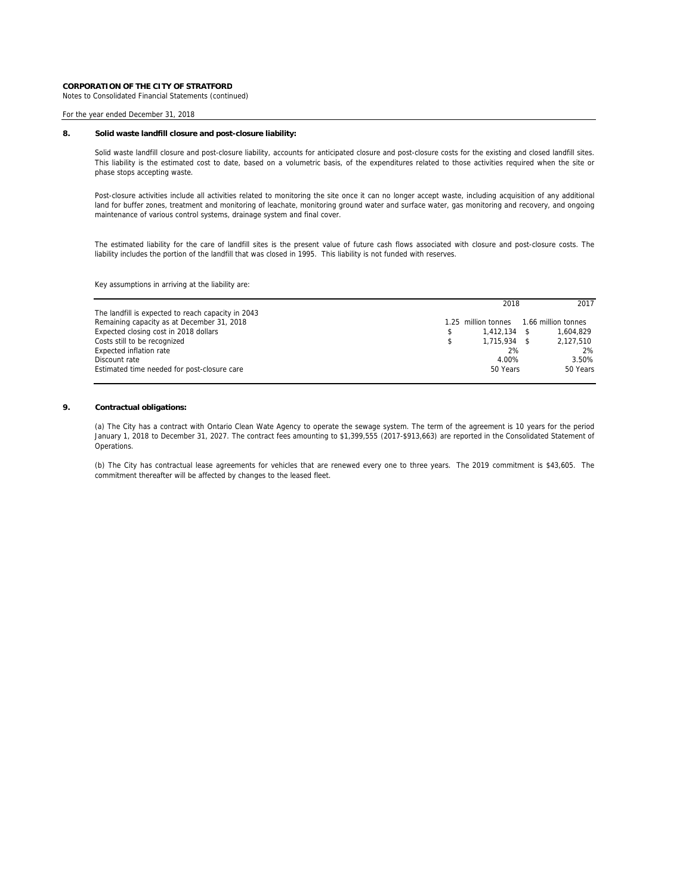**CORPORATION OF THE CITY OF STRATFORD**
Notes to Consolidated Financial Statements (continued)

For the year ended December 31, 2018

## 8. Solid waste landfill closure and post-closure liability:

Solid waste landfill closure and post-closure liability, accounts for anticipated closure and post-closure costs for the existing and closed landfill sites. This liability is the estimated cost to date, based on a volumetric basis, of the expenditures related to those activities required when the site or phase stops accepting waste.

Post-closure activities include all activities related to monitoring the site once it can no longer accept waste, including acquisition of any additional land for buffer zones, treatment and monitoring of leachate, monitoring ground water and surface water, gas monitoring and recovery, and ongoing maintenance of various control systems, drainage system and final cover.

The estimated liability for the care of landfill sites is the present value of future cash flows associated with closure and post-closure costs. The liability includes the portion of the landfill that was closed in 1995. This liability is not funded with reserves.

Key assumptions in arriving at the liability are:

| | 2018 | 2017 |
|---|---|---|
| The landfill is expected to reach capacity in 2043 | | |
| Remaining capacity as at December 31, 2018 | 1.25 million tonnes | 1.66 million tonnes |
| Expected closing cost in 2018 dollars | $ 1,412,134 | $ 1,604,829 |
| Costs still to be recognized | $ 1,715,934 | $ 2,127,510 |
| Expected inflation rate | 2% | 2% |
| Discount rate | 4.00% | 3.50% |
| Estimated time needed for post-closure care | 50 Years | 50 Years |

## 9. Contractual obligations:

(a) The City has a contract with Ontario Clean Wate Agency to operate the sewage system. The term of the agreement is 10 years for the period January 1, 2018 to December 31, 2027. The contract fees amounting to $1,399,555 (2017-$913,663) are reported in the Consolidated Statement of Operations.

(b) The City has contractual lease agreements for vehicles that are renewed every one to three years. The 2019 commitment is $43,605. The commitment thereafter will be affected by changes to the leased fleet.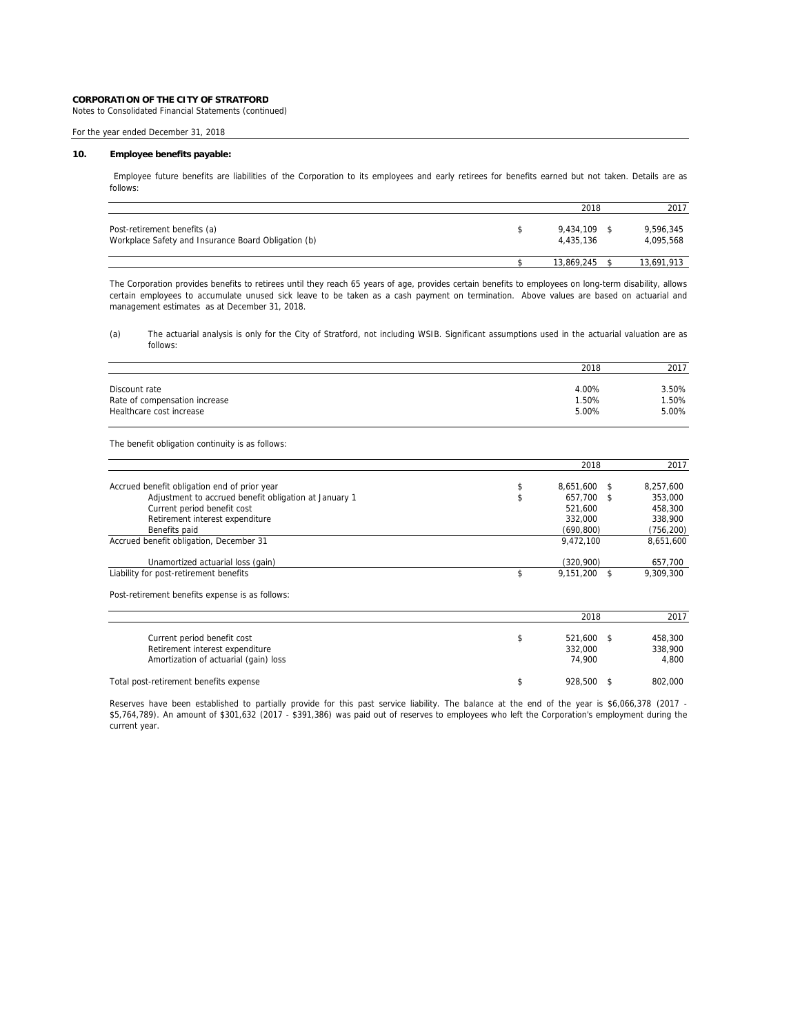**CORPORATION OF THE CITY OF STRATFORD**
Notes to Consolidated Financial Statements (continued)

For the year ended December 31, 2018

## 10. Employee benefits payable:

Employee future benefits are liabilities of the Corporation to its employees and early retirees for benefits earned but not taken. Details are as follows:

| | | 2018 | | 2017 |
|---|---|---|---|---|
| Post-retirement benefits (a) | $ | 9,434,109 | $ | 9,596,345 |
| Workplace Safety and Insurance Board Obligation (b) | | 4,435,136 | | 4,095,568 |
| | $ | 13,869,245 | $ | 13,691,913 |

The Corporation provides benefits to retirees until they reach 65 years of age, provides certain benefits to employees on long-term disability, allows certain employees to accumulate unused sick leave to be taken as a cash payment on termination. Above values are based on actuarial and management estimates as at December 31, 2018.

(a) The actuarial analysis is only for the City of Stratford, not including WSIB. Significant assumptions used in the actuarial valuation are as follows:

| | 2018 | 2017 |
|---|---|---|
| Discount rate | 4.00% | 3.50% |
| Rate of compensation increase | 1.50% | 1.50% |
| Healthcare cost increase | 5.00% | 5.00% |

The benefit obligation continuity is as follows:

| | | 2018 | | 2017 |
|---|---|---|---|---|
| Accrued benefit obligation end of prior year | $ | 8,651,600 | $ | 8,257,600 |
| Adjustment to accrued benefit obligation at January 1 | $ | 657,700 | $ | 353,000 |
| Current period benefit cost | | 521,600 | | 458,300 |
| Retirement interest expenditure | | 332,000 | | 338,900 |
| Benefits paid | | (690,800) | | (756,200) |
| Accrued benefit obligation, December 31 | | 9,472,100 | | 8,651,600 |
| Unamortized actuarial loss (gain) | | (320,900) | | 657,700 |
| Liability for post-retirement benefits | $ | 9,151,200 | $ | 9,309,300 |

Post-retirement benefits expense is as follows:

| | | 2018 | | 2017 |
|---|---|---|---|---|
| Current period benefit cost | $ | 521,600 | $ | 458,300 |
| Retirement interest expenditure | | 332,000 | | 338,900 |
| Amortization of actuarial (gain) loss | | 74,900 | | 4,800 |
| Total post-retirement benefits expense | $ | 928,500 | $ | 802,000 |

Reserves have been established to partially provide for this past service liability. The balance at the end of the year is $6,066,378 (2017 - $5,764,789). An amount of $301,632 (2017 - $391,386) was paid out of reserves to employees who left the Corporation's employment during the current year.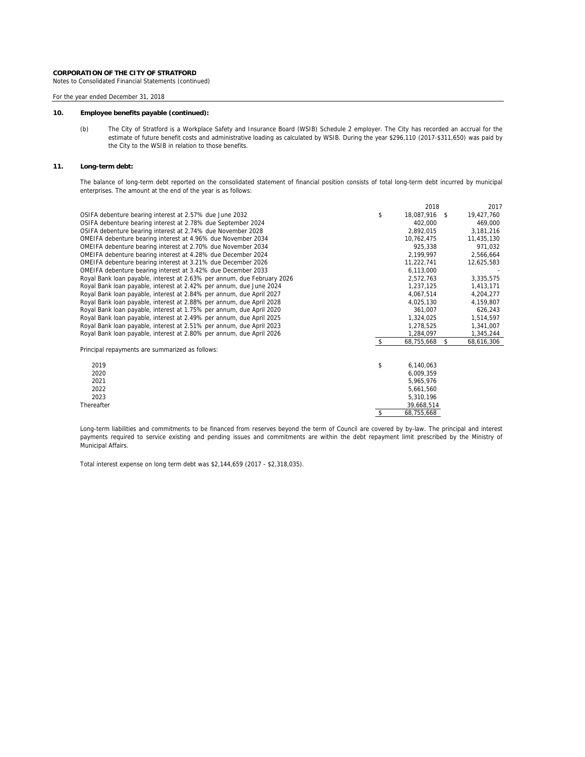**CORPORATION OF THE CITY OF STRATFORD**
Notes to Consolidated Financial Statements (continued)

For the year ended December 31, 2018

## 10. Employee benefits payable (continued):

(b) The City of Stratford is a Workplace Safety and Insurance Board (WSIB) Schedule 2 employer. The City has recorded an accrual for the estimate of future benefit costs and administrative loading as calculated by WSIB. During the year $296,110 (2017-$311,650) was paid by the City to the WSIB in relation to those benefits.

## 11. Long-term debt:

The balance of long-term debt reported on the consolidated statement of financial position consists of total long-term debt incurred by municipal enterprises. The amount at the end of the year is as follows:

| | 2018 | 2017 |
|---|---|---|
| OSIFA debenture bearing interest at 2.57% due June 2032 | $ 18,087,916 | $ 19,427,760 |
| OSIFA debenture bearing interest at 2.78% due September 2024 | 402,000 | 469,000 |
| OSIFA debenture bearing interest at 2.74% due November 2028 | 2,892,015 | 3,181,216 |
| OMEIFA debenture bearing interest at 4.96% due November 2034 | 10,762,475 | 11,435,130 |
| OMEIFA debenture bearing interest at 2.70% due November 2034 | 925,338 | 971,032 |
| OMEIFA debenture bearing interest at 4.28% due December 2024 | 2,199,997 | 2,566,664 |
| OMEIFA debenture bearing interest at 3.21% due December 2026 | 11,222,741 | 12,625,583 |
| OMEIFA debenture bearing interest at 3.42% due December 2033 | 6,113,000 | - |
| Royal Bank loan payable, interest at 2.63% per annum, due February 2026 | 2,572,763 | 3,335,575 |
| Royal Bank loan payable, interest at 2.42% per annum, due June 2024 | 1,237,125 | 1,413,171 |
| Royal Bank loan payable, interest at 2.84% per annum, due April 2027 | 4,067,514 | 4,204,277 |
| Royal Bank loan payable, interest at 2.88% per annum, due April 2028 | 4,025,130 | 4,159,807 |
| Royal Bank loan payable, interest at 1.75% per annum, due April 2020 | 361,007 | 626,243 |
| Royal Bank loan payable, interest at 2.49% per annum, due April 2025 | 1,324,025 | 1,514,597 |
| Royal Bank loan payable, interest at 2.51% per annum, due April 2023 | 1,278,525 | 1,341,007 |
| Royal Bank loan payable, interest at 2.80% per annum, due April 2026 | 1,284,097 | 1,345,244 |
| | $ 68,755,668 | $ 68,616,306 |

Principal repayments are summarized as follows:

| | |
|---|---|
| 2019 | $ 6,140,063 |
| 2020 | 6,009,359 |
| 2021 | 5,965,976 |
| 2022 | 5,661,560 |
| 2023 | 5,310,196 |
| Thereafter | 39,668,514 |
| | $ 68,755,668 |

Long-term liabilities and commitments to be financed from reserves beyond the term of Council are covered by by-law. The principal and interest payments required to service existing and pending issues and commitments are within the debt repayment limit prescribed by the Ministry of Municipal Affairs.

Total interest expense on long term debt was $2,144,659 (2017 - $2,318,035).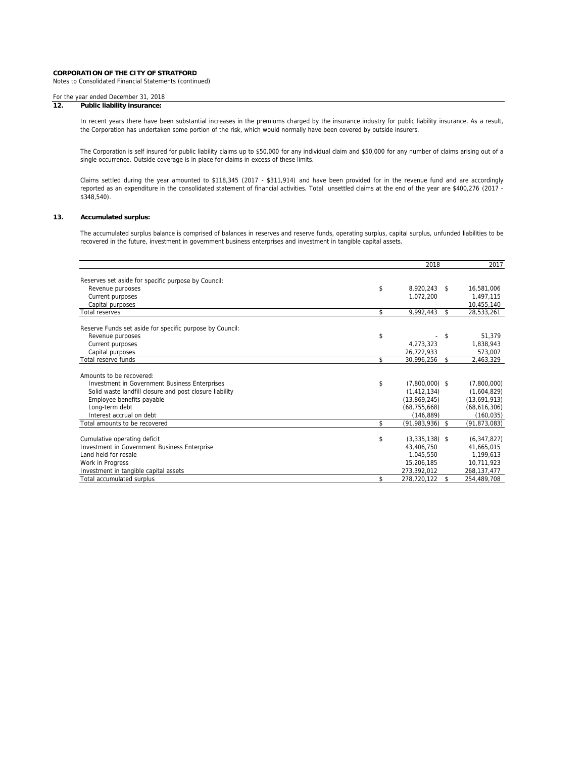**CORPORATION OF THE CITY OF STRATFORD**
Notes to Consolidated Financial Statements (continued)

For the year ended December 31, 2018

## 12. Public liability insurance:

In recent years there have been substantial increases in the premiums charged by the insurance industry for public liability insurance. As a result, the Corporation has undertaken some portion of the risk, which would normally have been covered by outside insurers.

The Corporation is self insured for public liability claims up to $50,000 for any individual claim and $50,000 for any number of claims arising out of a single occurrence. Outside coverage is in place for claims in excess of these limits.

Claims settled during the year amounted to $118,345 (2017 - $311,914) and have been provided for in the revenue fund and are accordingly reported as an expenditure in the consolidated statement of financial activities. Total unsettled claims at the end of the year are $400,276 (2017 - $348,540).

## 13. Accumulated surplus:

The accumulated surplus balance is comprised of balances in reserves and reserve funds, operating surplus, capital surplus, unfunded liabilities to be recovered in the future, investment in government business enterprises and investment in tangible capital assets.

| | | 2018 | | 2017 |
|---|---|---|---|---|
| Reserves set aside for specific purpose by Council: | | | | |
| Revenue purposes | $ | 8,920,243 | $ | 16,581,006 |
| Current purposes | | 1,072,200 | | 1,497,115 |
| Capital purposes | | - | | 10,455,140 |
| Total reserves | $ | 9,992,443 | $ | 28,533,261 |
| Reserve Funds set aside for specific purpose by Council: | | | | |
| Revenue purposes | $ | - | $ | 51,379 |
| Current purposes | | 4,273,323 | | 1,838,943 |
| Capital purposes | | 26,722,933 | | 573,007 |
| Total reserve funds | $ | 30,996,256 | $ | 2,463,329 |
| Amounts to be recovered: | | | | |
| Investment in Government Business Enterprises | $ | (7,800,000) | $ | (7,800,000) |
| Solid waste landfill closure and post closure liability | | (1,412,134) | | (1,604,829) |
| Employee benefits payable | | (13,869,245) | | (13,691,913) |
| Long-term debt | | (68,755,668) | | (68,616,306) |
| Interest accrual on debt | | (146,889) | | (160,035) |
| Total amounts to be recovered | $ | (91,983,936) | $ | (91,873,083) |
| Cumulative operating deficit | $ | (3,335,138) | $ | (6,347,827) |
| Investment in Government Business Enterprise | | 43,406,750 | | 41,665,015 |
| Land held for resale | | 1,045,550 | | 1,199,613 |
| Work in Progress | | 15,206,185 | | 10,711,923 |
| Investment in tangible capital assets | | 273,392,012 | | 268,137,477 |
| Total accumulated surplus | $ | 278,720,122 | $ | 254,489,708 |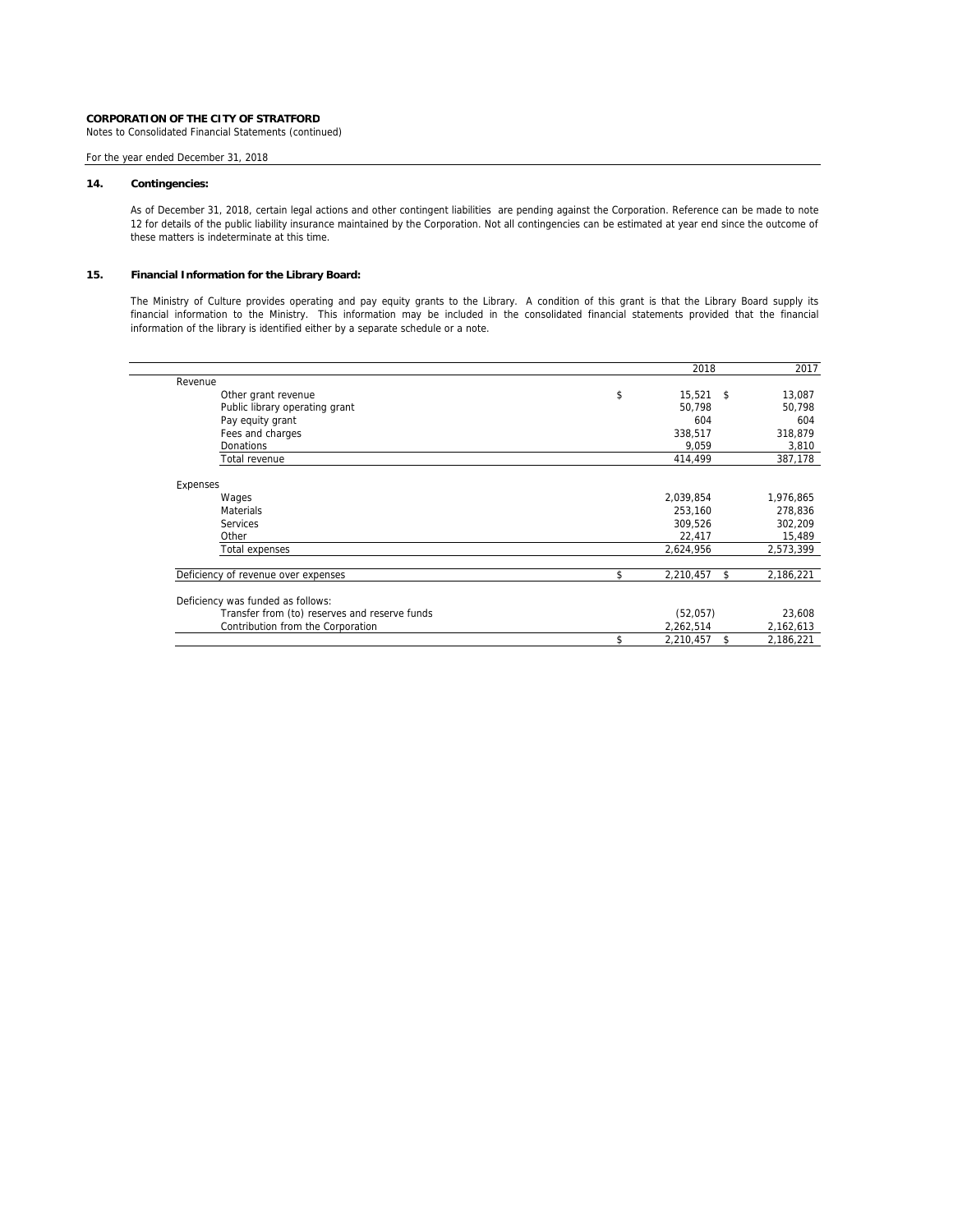**CORPORATION OF THE CITY OF STRATFORD**
Notes to Consolidated Financial Statements (continued)

For the year ended December 31, 2018

## 14. Contingencies:

As of December 31, 2018, certain legal actions and other contingent liabilities are pending against the Corporation. Reference can be made to note 12 for details of the public liability insurance maintained by the Corporation. Not all contingencies can be estimated at year end since the outcome of these matters is indeterminate at this time.

## 15. Financial Information for the Library Board:

The Ministry of Culture provides operating and pay equity grants to the Library. A condition of this grant is that the Library Board supply its financial information to the Ministry. This information may be included in the consolidated financial statements provided that the financial information of the library is identified either by a separate schedule or a note.

| | 2018 | 2017 |
|---|---|---|
| **Revenue** | | |
| Other grant revenue | $ 15,521 | $ 13,087 |
| Public library operating grant | 50,798 | 50,798 |
| Pay equity grant | 604 | 604 |
| Fees and charges | 338,517 | 318,879 |
| Donations | 9,059 | 3,810 |
| Total revenue | 414,499 | 387,178 |
| **Expenses** | | |
| Wages | 2,039,854 | 1,976,865 |
| Materials | 253,160 | 278,836 |
| Services | 309,526 | 302,209 |
| Other | 22,417 | 15,489 |
| Total expenses | 2,624,956 | 2,573,399 |
| Deficiency of revenue over expenses | $ 2,210,457 | $ 2,186,221 |
| Deficiency was funded as follows: | | |
| Transfer from (to) reserves and reserve funds | (52,057) | 23,608 |
| Contribution from the Corporation | 2,262,514 | 2,162,613 |
| | $ 2,210,457 | $ 2,186,221 |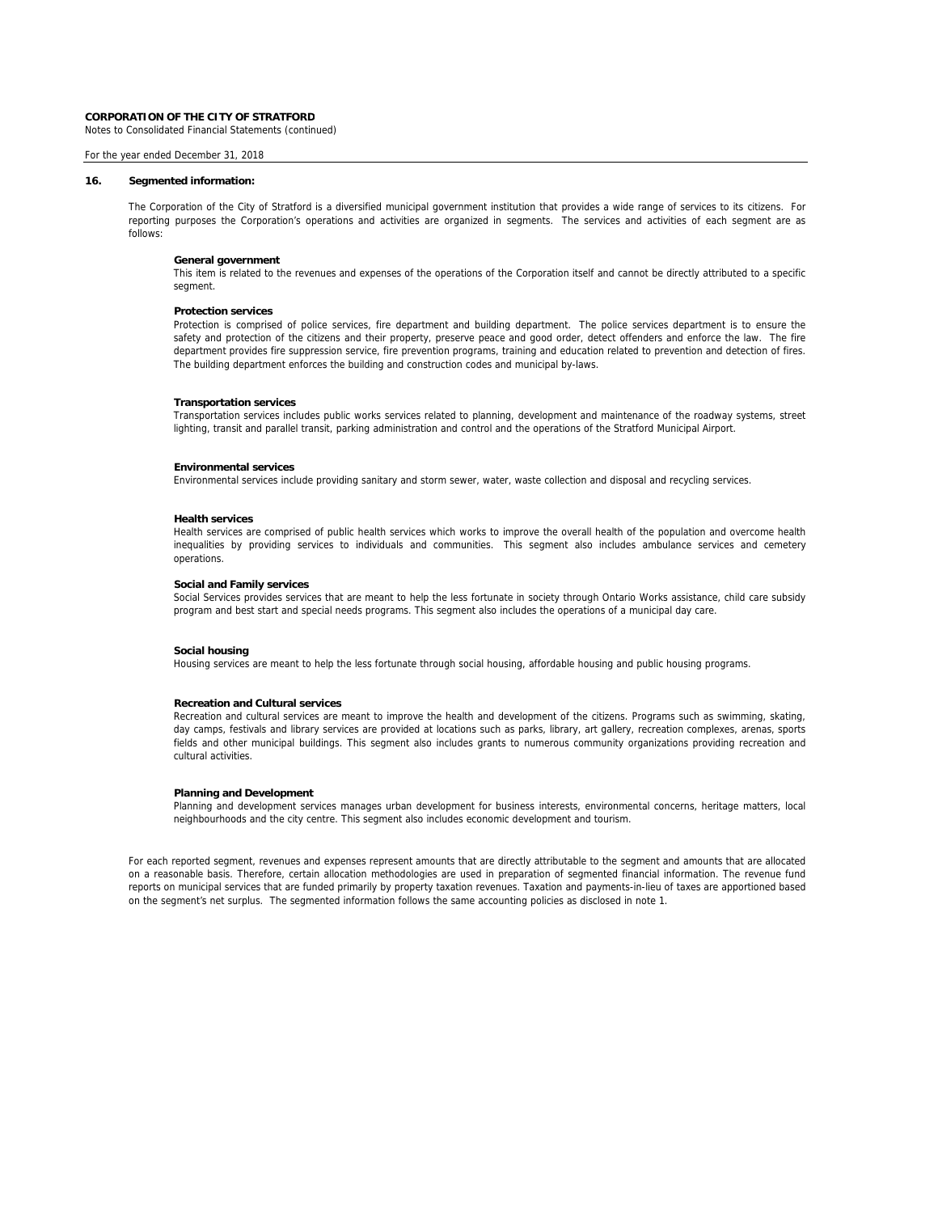**CORPORATION OF THE CITY OF STRATFORD**
Notes to Consolidated Financial Statements (continued)

For the year ended December 31, 2018

## 16. Segmented information:

The Corporation of the City of Stratford is a diversified municipal government institution that provides a wide range of services to its citizens. For reporting purposes the Corporation's operations and activities are organized in segments. The services and activities of each segment are as follows:

**General government**
This item is related to the revenues and expenses of the operations of the Corporation itself and cannot be directly attributed to a specific segment.

**Protection services**
Protection is comprised of police services, fire department and building department. The police services department is to ensure the safety and protection of the citizens and their property, preserve peace and good order, detect offenders and enforce the law. The fire department provides fire suppression service, fire prevention programs, training and education related to prevention and detection of fires. The building department enforces the building and construction codes and municipal by-laws.

**Transportation services**
Transportation services includes public works services related to planning, development and maintenance of the roadway systems, street lighting, transit and parallel transit, parking administration and control and the operations of the Stratford Municipal Airport.

**Environmental services**
Environmental services include providing sanitary and storm sewer, water, waste collection and disposal and recycling services.

**Health services**
Health services are comprised of public health services which works to improve the overall health of the population and overcome health inequalities by providing services to individuals and communities. This segment also includes ambulance services and cemetery operations.

**Social and Family services**
Social Services provides services that are meant to help the less fortunate in society through Ontario Works assistance, child care subsidy program and best start and special needs programs. This segment also includes the operations of a municipal day care.

**Social housing**
Housing services are meant to help the less fortunate through social housing, affordable housing and public housing programs.

**Recreation and Cultural services**
Recreation and cultural services are meant to improve the health and development of the citizens. Programs such as swimming, skating, day camps, festivals and library services are provided at locations such as parks, library, art gallery, recreation complexes, arenas, sports fields and other municipal buildings. This segment also includes grants to numerous community organizations providing recreation and cultural activities.

**Planning and Development**
Planning and development services manages urban development for business interests, environmental concerns, heritage matters, local neighbourhoods and the city centre. This segment also includes economic development and tourism.

For each reported segment, revenues and expenses represent amounts that are directly attributable to the segment and amounts that are allocated on a reasonable basis. Therefore, certain allocation methodologies are used in preparation of segmented financial information. The revenue fund reports on municipal services that are funded primarily by property taxation revenues. Taxation and payments-in-lieu of taxes are apportioned based on the segment's net surplus. The segmented information follows the same accounting policies as disclosed in note 1.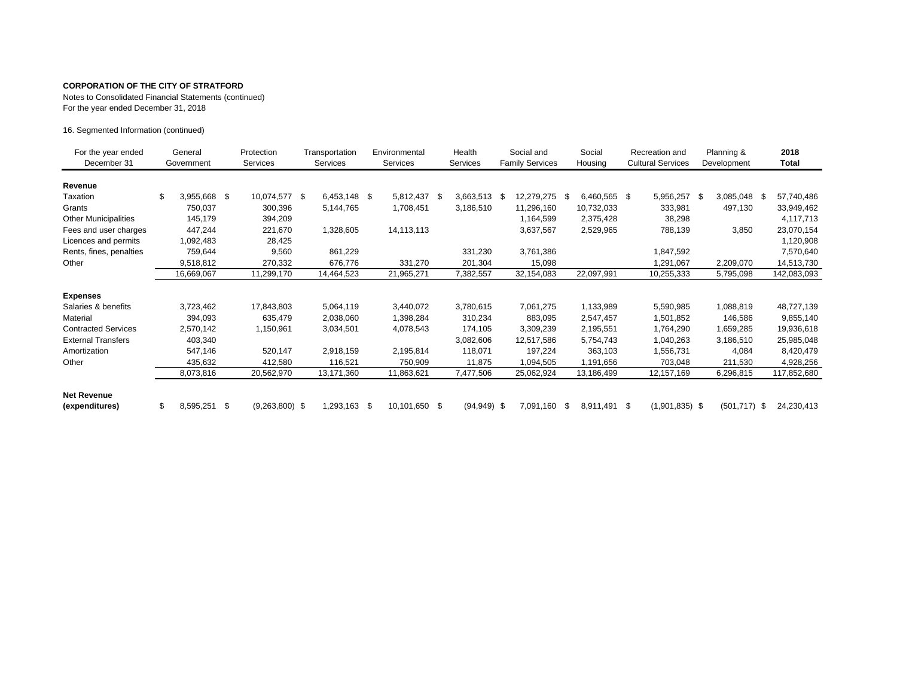**CORPORATION OF THE CITY OF STRATFORD**

Notes to Consolidated Financial Statements (continued)
For the year ended December 31, 2018

16. Segmented Information (continued)

| For the year ended December 31 | General Government | Protection Services | Transportation Services | Environmental Services | Health Services | Social and Family Services | Social Housing | Recreation and Cultural Services | Planning & Development | **2018 Total** |
|---|---|---|---|---|---|---|---|---|---|---|
| **Revenue** | | | | | | | | | | |
| Taxation | $ 3,955,668 | $ 10,074,577 | $ 6,453,148 | $ 5,812,437 | $ 3,663,513 | $ 12,279,275 | $ 6,460,565 | $ 5,956,257 | $ 3,085,048 | $ 57,740,486 |
| Grants | 750,037 | 300,396 | 5,144,765 | 1,708,451 | 3,186,510 | 11,296,160 | 10,732,033 | 333,981 | 497,130 | 33,949,462 |
| Other Municipalities | 145,179 | 394,209 | | | | 1,164,599 | 2,375,428 | 38,298 | | 4,117,713 |
| Fees and user charges | 447,244 | 221,670 | 1,328,605 | 14,113,113 | | 3,637,567 | 2,529,965 | 788,139 | 3,850 | 23,070,154 |
| Licences and permits | 1,092,483 | 28,425 | | | | | | | | 1,120,908 |
| Rents, fines, penalties | 759,644 | 9,560 | 861,229 | | 331,230 | 3,761,386 | | 1,847,592 | | 7,570,640 |
| Other | 9,518,812 | 270,332 | 676,776 | 331,270 | 201,304 | 15,098 | | 1,291,067 | 2,209,070 | 14,513,730 |
| | 16,669,067 | 11,299,170 | 14,464,523 | 21,965,271 | 7,382,557 | 32,154,083 | 22,097,991 | 10,255,333 | 5,795,098 | 142,083,093 |
| **Expenses** | | | | | | | | | | |
| Salaries & benefits | 3,723,462 | 17,843,803 | 5,064,119 | 3,440,072 | 3,780,615 | 7,061,275 | 1,133,989 | 5,590,985 | 1,088,819 | 48,727,139 |
| Material | 394,093 | 635,479 | 2,038,060 | 1,398,284 | 310,234 | 883,095 | 2,547,457 | 1,501,852 | 146,586 | 9,855,140 |
| Contracted Services | 2,570,142 | 1,150,961 | 3,034,501 | 4,078,543 | 174,105 | 3,309,239 | 2,195,551 | 1,764,290 | 1,659,285 | 19,936,618 |
| External Transfers | 403,340 | | | | 3,082,606 | 12,517,586 | 5,754,743 | 1,040,263 | 3,186,510 | 25,985,048 |
| Amortization | 547,146 | 520,147 | 2,918,159 | 2,195,814 | 118,071 | 197,224 | 363,103 | 1,556,731 | 4,084 | 8,420,479 |
| Other | 435,632 | 412,580 | 116,521 | 750,909 | 11,875 | 1,094,505 | 1,191,656 | 703,048 | 211,530 | 4,928,256 |
| | 8,073,816 | 20,562,970 | 13,171,360 | 11,863,621 | 7,477,506 | 25,062,924 | 13,186,499 | 12,157,169 | 6,296,815 | 117,852,680 |
| **Net Revenue (expenditures)** | $ 8,595,251 | $ (9,263,800) | $ 1,293,163 | $ 10,101,650 | $ (94,949) | $ 7,091,160 | $ 8,911,491 | $ (1,901,835) | $ (501,717) | $ 24,230,413 |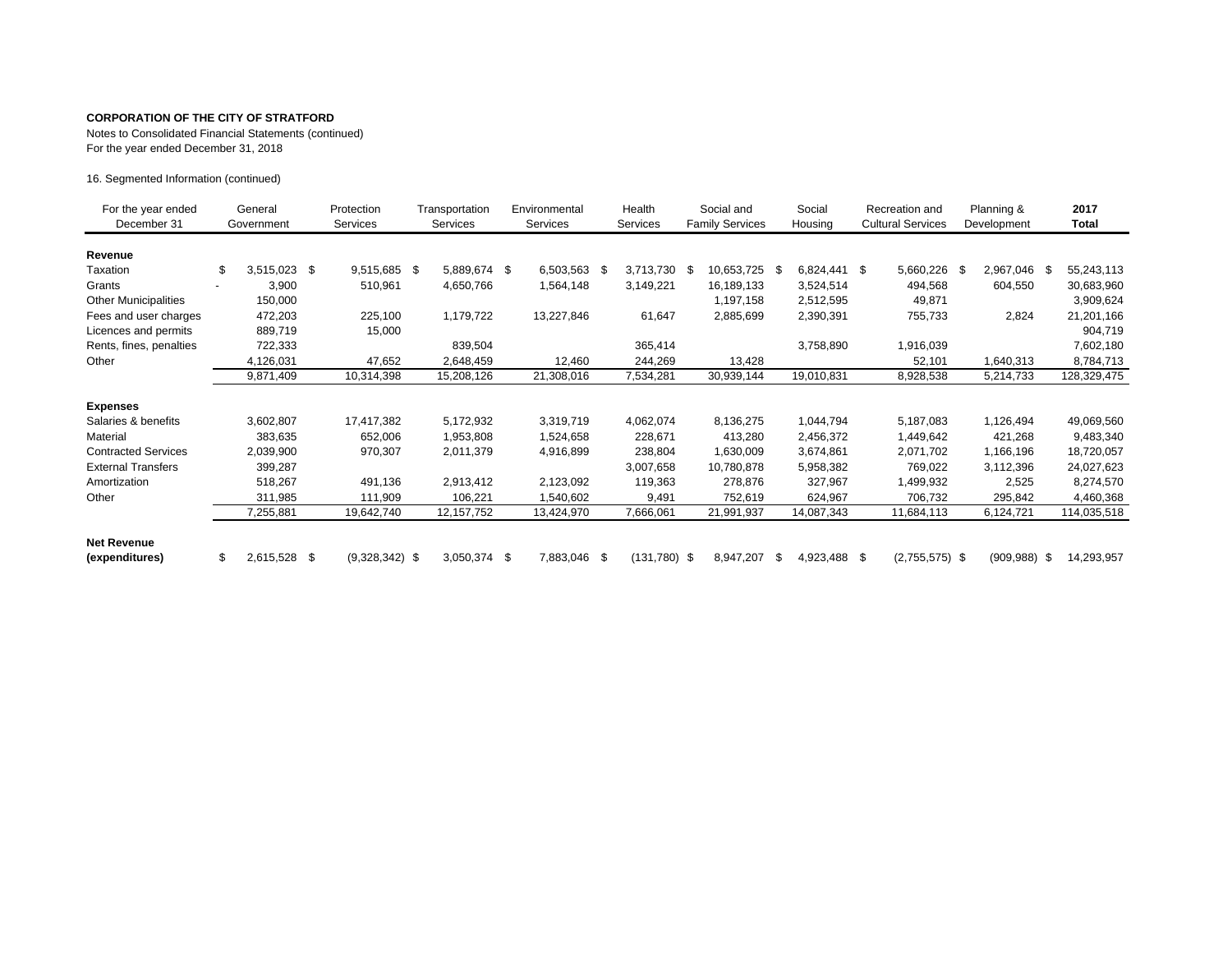**CORPORATION OF THE CITY OF STRATFORD**

Notes to Consolidated Financial Statements (continued)
For the year ended December 31, 2018

16. Segmented Information (continued)

| For the year ended December 31 | General Government | Protection Services | Transportation Services | Environmental Services | Health Services | Social and Family Services | Social Housing | Recreation and Cultural Services | Planning & Development | **2017 Total** |
|---|---|---|---|---|---|---|---|---|---|---|
| **Revenue** | | | | | | | | | | |
| Taxation | $ 3,515,023 | $ 9,515,685 | $ 5,889,674 | $ 6,503,563 | $ 3,713,730 | $ 10,653,725 | $ 6,824,441 | $ 5,660,226 | $ 2,967,046 | $ 55,243,113 |
| Grants | - 3,900 | 510,961 | 4,650,766 | 1,564,148 | 3,149,221 | 16,189,133 | 3,524,514 | 494,568 | 604,550 | 30,683,960 |
| Other Municipalities | 150,000 | | | | | 1,197,158 | 2,512,595 | 49,871 | | 3,909,624 |
| Fees and user charges | 472,203 | 225,100 | 1,179,722 | 13,227,846 | 61,647 | 2,885,699 | 2,390,391 | 755,733 | 2,824 | 21,201,166 |
| Licences and permits | 889,719 | 15,000 | | | | | | | | 904,719 |
| Rents, fines, penalties | 722,333 | | 839,504 | | 365,414 | | 3,758,890 | 1,916,039 | | 7,602,180 |
| Other | 4,126,031 | 47,652 | 2,648,459 | 12,460 | 244,269 | 13,428 | | 52,101 | 1,640,313 | 8,784,713 |
| | 9,871,409 | 10,314,398 | 15,208,126 | 21,308,016 | 7,534,281 | 30,939,144 | 19,010,831 | 8,928,538 | 5,214,733 | 128,329,475 |
| **Expenses** | | | | | | | | | | |
| Salaries & benefits | 3,602,807 | 17,417,382 | 5,172,932 | 3,319,719 | 4,062,074 | 8,136,275 | 1,044,794 | 5,187,083 | 1,126,494 | 49,069,560 |
| Material | 383,635 | 652,006 | 1,953,808 | 1,524,658 | 228,671 | 413,280 | 2,456,372 | 1,449,642 | 421,268 | 9,483,340 |
| Contracted Services | 2,039,900 | 970,307 | 2,011,379 | 4,916,899 | 238,804 | 1,630,009 | 3,674,861 | 2,071,702 | 1,166,196 | 18,720,057 |
| External Transfers | 399,287 | | | | 3,007,658 | 10,780,878 | 5,958,382 | 769,022 | 3,112,396 | 24,027,623 |
| Amortization | 518,267 | 491,136 | 2,913,412 | 2,123,092 | 119,363 | 278,876 | 327,967 | 1,499,932 | 2,525 | 8,274,570 |
| Other | 311,985 | 111,909 | 106,221 | 1,540,602 | 9,491 | 752,619 | 624,967 | 706,732 | 295,842 | 4,460,368 |
| | 7,255,881 | 19,642,740 | 12,157,752 | 13,424,970 | 7,666,061 | 21,991,937 | 14,087,343 | 11,684,113 | 6,124,721 | 114,035,518 |
| **Net Revenue (expenditures)** | $ 2,615,528 | $ (9,328,342) | $ 3,050,374 | $ 7,883,046 | $ (131,780) | $ 8,947,207 | $ 4,923,488 | $ (2,755,575) | $ (909,988) | $ 14,293,957 |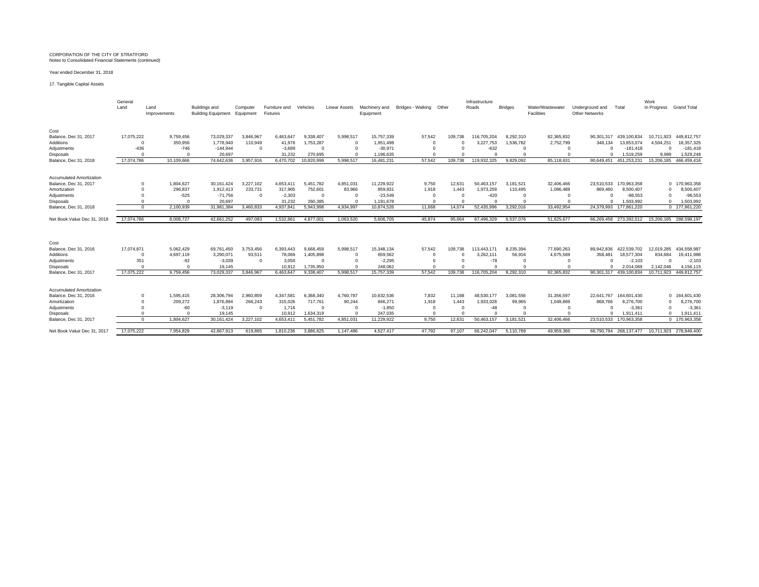CORPORATION OF THE CITY OF STRATFORD
Notes to Consolidated Financial Statements (continued)

Year ended December 31, 2018

17. Tangible Capital Assets

| | General Land | Land Improvements | Buildings and Building Equipment | Computer Equipment | Furniture and Fixtures | Vehicles | Linear Assets | Machinery and Equipment | Bridges - Walking | Other | Infrastructure Roads | Bridges | Water/Wastewater Facilities | Underground and Other Networks | Total | Work In Progress | Grand Total |
|---|---|---|---|---|---|---|---|---|---|---|---|---|---|---|---|---|---|
| **Cost** | | | | | | | | | | | | | | | | | |
| Balance, Dec 31, 2017 | 17,075,222 | 9,759,456 | 73,029,337 | 3,846,967 | 6,463,647 | 9,338,407 | 5,998,517 | 15,757,339 | 57,542 | 109,738 | 116,705,204 | 8,292,310 | 82,365,832 | 90,301,317 | 439,100,834 | 10,711,923 | 449,812,757 |
| Additions | 0 | 350,956 | 1,778,940 | 110,949 | 41,976 | 1,753,287 | 0 | 1,951,498 | 0 | 0 | 3,227,753 | 1,536,782 | 2,752,799 | 348,134 | 13,853,074 | 4,504,251 | 18,357,325 |
| Adjustments | -436 | -746 | -144,944 | 0 | -3,689 | 0 | 0 | -30,971 | 0 | 0 | -632 | 0 | 0 | 0 | -181,418 | 0 | -181,418 |
| Disposals | 0 | 0 | 20,697 | | 31,232 | 270,695 | 0 | 1,196,635 | 0 | 0 | 0 | 0 | 0 | 0 | 1,519,259 | 9,989 | 1,529,248 |
| Balance, Dec 31, 2018 | 17,074,786 | 10,109,666 | 74,642,636 | 3,957,916 | 6,470,702 | 10,820,999 | 5,998,517 | 16,481,231 | 57,542 | 109,738 | 119,932,325 | 9,829,092 | 85,118,631 | 90,649,451 | 451,253,231 | 15,206,185 | 466,459,416 |
| **Accumulated Amortization** | | | | | | | | | | | | | | | | | |
| Balance, Dec 31, 2017 | 0 | 1,804,627 | 30,161,424 | 3,227,102 | 4,653,411 | 5,451,782 | 4,851,031 | 11,229,922 | 9,750 | 12,631 | 50,463,157 | 3,181,521 | 32,406,466 | 23,510,533 | 170,963,358 | 0 | 170,963,358 |
| Amortization | 0 | 296,837 | 1,912,413 | 233,731 | 317,965 | 752,601 | 83,966 | 859,831 | 1,918 | 1,443 | 1,973,259 | 110,495 | 1,086,488 | 869,460 | 8,500,407 | 0 | 8,500,407 |
| Adjustments | 0 | -525 | -71,756 | 0 | -2,303 | 0 | 0 | -23,549 | 0 | 0 | -420 | 0 | 0 | 0 | -98,553 | 0 | -98,553 |
| Disposals | 0 | 0 | 20,697 | | 31,232 | 260,385 | 0 | 1,191,678 | 0 | 0 | 0 | 0 | 0 | 0 | 1,503,992 | 0 | 1,503,992 |
| Balance, Dec 31, 2018 | 0 | 2,100,939 | 31,981,384 | 3,460,833 | 4,937,841 | 5,943,998 | 4,934,997 | 10,874,526 | 11,668 | 14,074 | 52,435,996 | 3,292,016 | 33,492,954 | 24,379,993 | 177,861,220 | 0 | 177,861,220 |
| Net Book Value Dec 31, 2018 | 17,074,786 | 8,008,727 | 42,661,252 | 497,083 | 1,532,861 | 4,877,001 | 1,063,520 | 5,606,705 | 45,874 | 95,664 | 67,496,329 | 6,537,076 | 51,625,677 | 66,269,458 | 273,392,012 | 15,206,185 | 288,598,197 |
| **Cost** | | | | | | | | | | | | | | | | | |
| Balance, Dec 31, 2016 | 17,074,871 | 5,062,429 | 69,761,450 | 3,753,456 | 6,393,443 | 9,668,459 | 5,998,517 | 15,348,134 | 57,542 | 109,738 | 113,443,171 | 8,235,394 | 77,690,263 | 89,942,836 | 422,539,702 | 12,019,285 | 434,558,987 |
| Additions | 0 | 4,697,119 | 3,290,071 | 93,511 | 78,066 | 1,405,898 | 0 | 659,562 | 0 | 0 | 3,262,111 | 56,916 | 4,675,569 | 358,481 | 18,577,304 | 834,684 | 19,411,988 |
| Adjustments | 351 | -92 | -3,039 | 0 | 3,050 | 0 | 0 | -2,295 | 0 | 0 | -78 | 0 | 0 | 0 | -2,103 | 0 | -2,103 |
| Disposals | 0 | 0 | 19,145 | | 10,912 | 1,735,950 | 0 | 248,062 | 0 | 0 | 0 | 0 | 0 | 0 | 2,014,069 | 2,142,046 | 4,156,115 |
| Balance, Dec 31, 2017 | 17,075,222 | 9,759,456 | 73,029,337 | 3,846,967 | 6,463,647 | 9,338,407 | 5,998,517 | 15,757,339 | 57,542 | 109,738 | 116,705,204 | 8,292,310 | 82,365,832 | 90,301,317 | 439,100,834 | 10,711,923 | 449,812,757 |
| **Accumulated Amortization** | | | | | | | | | | | | | | | | | |
| Balance, Dec 31, 2016 | 0 | 1,595,415 | 28,306,794 | 2,960,859 | 4,347,581 | 6,368,340 | 4,760,787 | 10,632,536 | 7,832 | 11,188 | 48,530,177 | 3,081,556 | 31,356,597 | 22,641,767 | 164,601,430 | 0 | 164,601,430 |
| Amortization | 0 | 209,272 | 1,876,894 | 266,243 | 315,026 | 717,761 | 90,244 | 846,271 | 1,918 | 1,443 | 1,933,028 | 99,965 | 1,049,869 | 868,766 | 8,276,700 | 0 | 8,276,700 |
| Adjustments | 0 | -60 | -3,119 | 0 | 1,716 | 0 | 0 | -1,850 | 0 | 0 | -48 | 0 | 0 | 0 | -3,361 | 0 | -3,361 |
| Disposals | 0 | 0 | 19,145 | | 10,912 | 1,634,319 | 0 | 247,035 | 0 | 0 | 0 | 0 | 0 | 0 | 1,911,411 | 0 | 1,911,411 |
| Balance, Dec 31, 2017 | 0 | 1,804,627 | 30,161,424 | 3,227,102 | 4,653,411 | 5,451,782 | 4,851,031 | 11,229,922 | 9,750 | 12,631 | 50,463,157 | 3,181,521 | 32,406,466 | 23,510,533 | 170,963,358 | 0 | 170,963,358 |
| Net Book Value Dec 31, 2017 | 17,075,222 | 7,954,829 | 42,867,913 | 619,865 | 1,810,236 | 3,886,625 | 1,147,486 | 4,527,417 | 47,792 | 97,107 | 66,242,047 | 5,110,789 | 49,959,366 | 66,790,784 | 268,137,477 | 10,711,923 | 278,849,400 |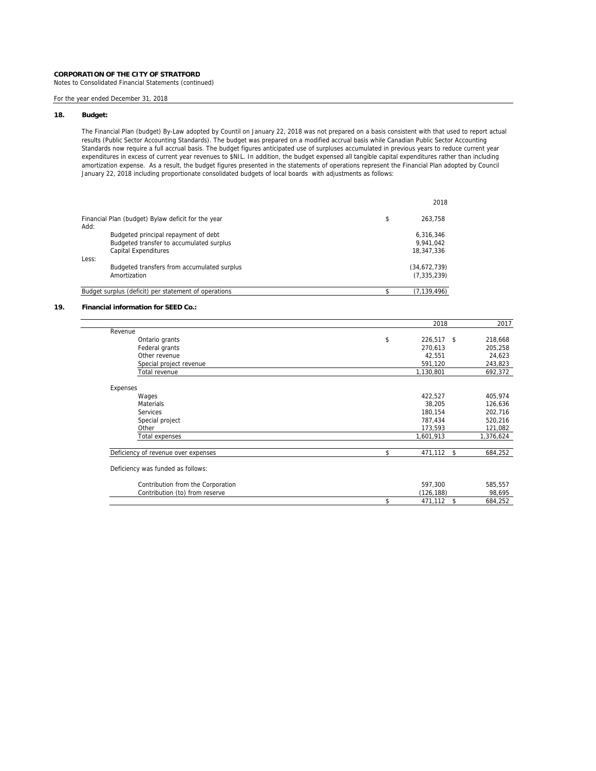**CORPORATION OF THE CITY OF STRATFORD**
Notes to Consolidated Financial Statements (continued)

For the year ended December 31, 2018

## 18. Budget:

The Financial Plan (budget) By-Law adopted by Countil on January 22, 2018 was not prepared on a basis consistent with that used to report actual results (Public Sector Accounting Standards). The budget was prepared on a modified accrual basis while Canadian Public Sector Accounting Standards now require a full accrual basis. The budget figures anticipated use of surpluses accumulated in previous years to reduce current year expenditures in excess of current year revenues to $NIL. In addition, the budget expensed all tangible capital expenditures rather than including amortization expense. As a result, the budget figures presented in the statements of operations represent the Financial Plan adopted by Council January 22, 2018 including proportionate consolidated budgets of local boards with adjustments as follows:

| | 2018 |
|---|---|
| Financial Plan (budget) Bylaw deficit for the year | $ 263,758 |
| Add: | |
| Budgeted principal repayment of debt | 6,316,346 |
| Budgeted transfer to accumulated surplus | 9,941,042 |
| Capital Expenditures | 18,347,336 |
| Less: | |
| Budgeted transfers from accumulated surplus | (34,672,739) |
| Amortization | (7,335,239) |
| Budget surplus (deficit) per statement of operations | $ (7,139,496) |

## 19. Financial information for SEED Co.:

| | 2018 | 2017 |
|---|---|---|
| Revenue | | |
| Ontario grants | $ 226,517 | $ 218,668 |
| Federal grants | 270,613 | 205,258 |
| Other revenue | 42,551 | 24,623 |
| Special project revenue | 591,120 | 243,823 |
| Total revenue | 1,130,801 | 692,372 |
| Expenses | | |
| Wages | 422,527 | 405,974 |
| Materials | 38,205 | 126,636 |
| Services | 180,154 | 202,716 |
| Special project | 787,434 | 520,216 |
| Other | 173,593 | 121,082 |
| Total expenses | 1,601,913 | 1,376,624 |
| Deficiency of revenue over expenses | $ 471,112 | $ 684,252 |
| Deficiency was funded as follows: | | |
| Contribution from the Corporation | 597,300 | 585,557 |
| Contribution (to) from reserve | (126,188) | 98,695 |
| | $ 471,112 | $ 684,252 |